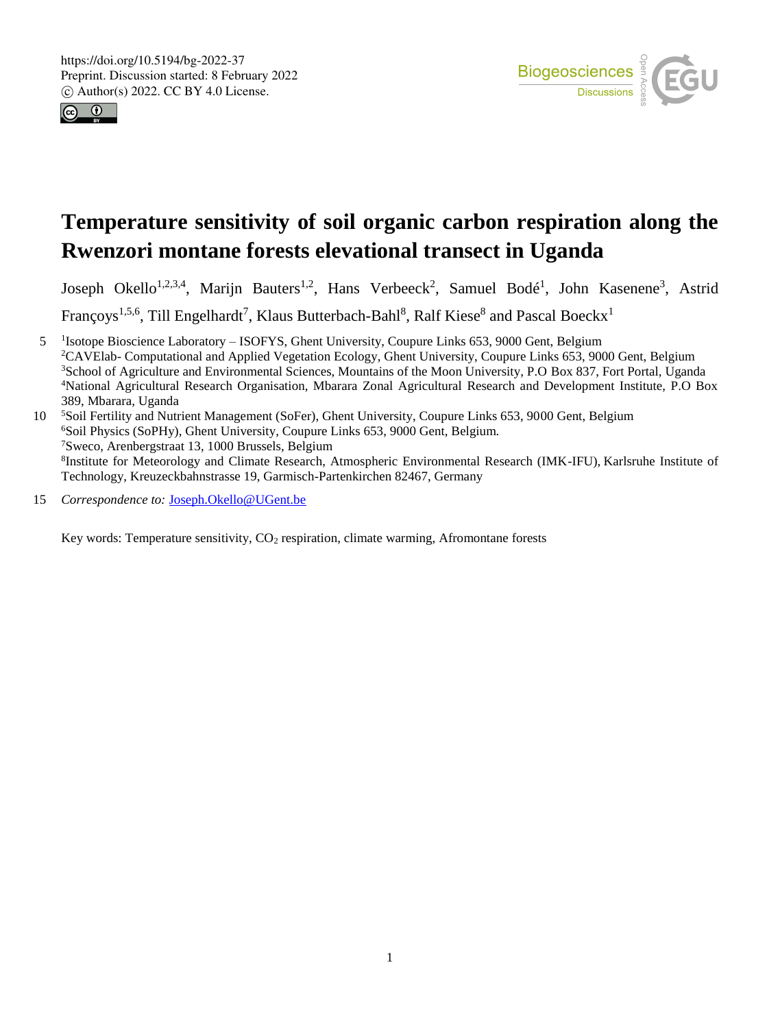# Temperature sensitivity of soil organic carbon respiration along the Rwenzori montane forests elevational transect in Uganda

Joseph Okello[1,2,3,4], Marijn Bauters[1,2], Hans Verbeeck[2], Samuel Bodé[1], John Kasenene[3], Astrid Françoys[1,5,6], Till Engelhardt[7], Klaus Butterbach-Bahl[8], Ralf Kiese[8] and Pascal Boeckx[1]

[1]Isotope Bioscience Laboratory – ISOFYS, Ghent University, Coupure Links 653, 9000 Gent, Belgium
[2]CAVElab- Computational and Applied Vegetation Ecology, Ghent University, Coupure Links 653, 9000 Gent, Belgium
[3]School of Agriculture and Environmental Sciences, Mountains of the Moon University, P.O Box 837, Fort Portal, Uganda
[4]National Agricultural Research Organisation, Mbarara Zonal Agricultural Research and Development Institute, P.O Box 389, Mbarara, Uganda
[5]Soil Fertility and Nutrient Management (SoFer), Ghent University, Coupure Links 653, 9000 Gent, Belgium
[6]Soil Physics (SoPHy), Ghent University, Coupure Links 653, 9000 Gent, Belgium.
[7]Sweco, Arenbergstraat 13, 1000 Brussels, Belgium
[8]Institute for Meteorology and Climate Research, Atmospheric Environmental Research (IMK-IFU), Karlsruhe Institute of Technology, Kreuzeckbahnstrasse 19, Garmisch-Partenkirchen 82467, Germany

*Correspondence to:* Joseph.Okello@UGent.be

Key words: Temperature sensitivity, $CO_2$ respiration, climate warming, Afromontane forests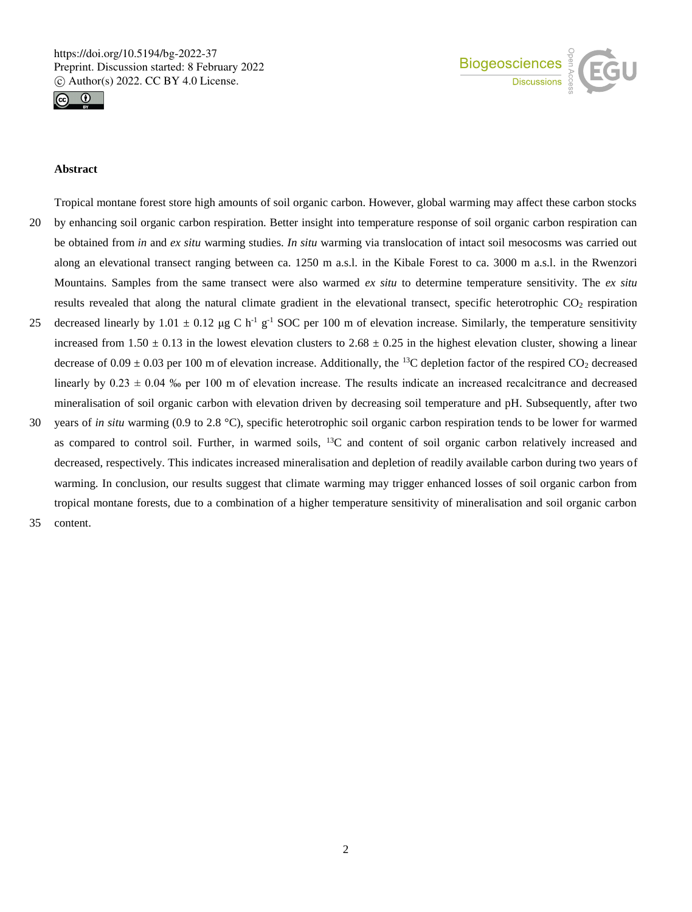## Abstract

Tropical montane forest store high amounts of soil organic carbon. However, global warming may affect these carbon stocks by enhancing soil organic carbon respiration. Better insight into temperature response of soil organic carbon respiration can be obtained from *in* and *ex situ* warming studies. *In situ* warming via translocation of intact soil mesocosms was carried out along an elevational transect ranging between ca. 1250 m a.s.l. in the Kibale Forest to ca. 3000 m a.s.l. in the Rwenzori Mountains. Samples from the same transect were also warmed *ex situ* to determine temperature sensitivity. The *ex situ* results revealed that along the natural climate gradient in the elevational transect, specific heterotrophic $CO_2$ respiration decreased linearly by $1.01 \pm 0.12$ µg C $h^{-1}$ $g^{-1}$ SOC per 100 m of elevation increase. Similarly, the temperature sensitivity increased from $1.50 \pm 0.13$ in the lowest elevation clusters to $2.68 \pm 0.25$ in the highest elevation cluster, showing a linear decrease of $0.09 \pm 0.03$ per 100 m of elevation increase. Additionally, the $^{13}C$ depletion factor of the respired $CO_2$ decreased linearly by $0.23 \pm 0.04$ ‰ per 100 m of elevation increase. The results indicate an increased recalcitrance and decreased mineralisation of soil organic carbon with elevation driven by decreasing soil temperature and pH. Subsequently, after two years of *in situ* warming (0.9 to 2.8 °C), specific heterotrophic soil organic carbon respiration tends to be lower for warmed as compared to control soil. Further, in warmed soils, $^{13}C$ and content of soil organic carbon relatively increased and decreased, respectively. This indicates increased mineralisation and depletion of readily available carbon during two years of warming. In conclusion, our results suggest that climate warming may trigger enhanced losses of soil organic carbon from tropical montane forests, due to a combination of a higher temperature sensitivity of mineralisation and soil organic carbon content.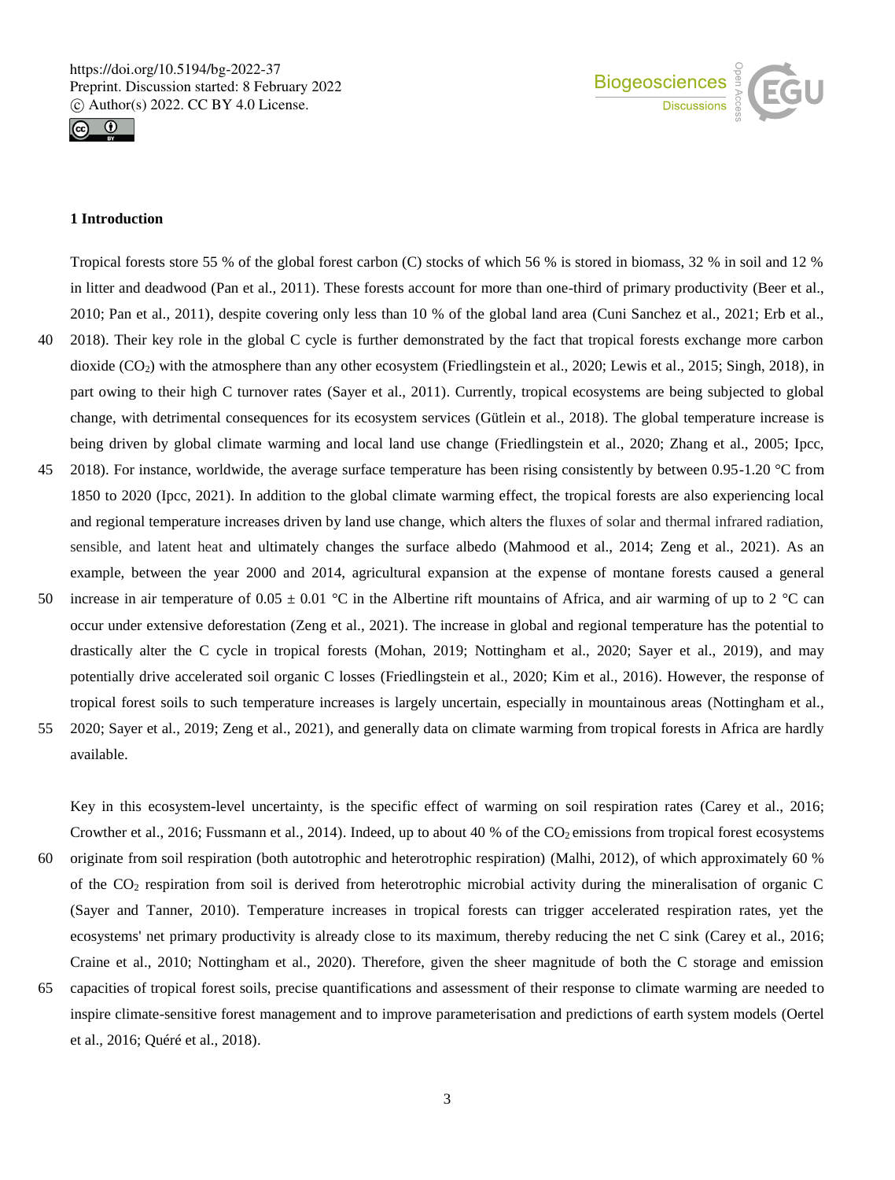## 1 Introduction

Tropical forests store 55 % of the global forest carbon (C) stocks of which 56 % is stored in biomass, 32 % in soil and 12 % in litter and deadwood (Pan et al., 2011). These forests account for more than one-third of primary productivity (Beer et al., 2010; Pan et al., 2011), despite covering only less than 10 % of the global land area (Cuni Sanchez et al., 2021; Erb et al., 2018). Their key role in the global C cycle is further demonstrated by the fact that tropical forests exchange more carbon dioxide ($CO_2$) with the atmosphere than any other ecosystem (Friedlingstein et al., 2020; Lewis et al., 2015; Singh, 2018), in part owing to their high C turnover rates (Sayer et al., 2011). Currently, tropical ecosystems are being subjected to global change, with detrimental consequences for its ecosystem services (Gütlein et al., 2018). The global temperature increase is being driven by global climate warming and local land use change (Friedlingstein et al., 2020; Zhang et al., 2005; Ipcc, 2018). For instance, worldwide, the average surface temperature has been rising consistently by between 0.95-1.20 °C from 1850 to 2020 (Ipcc, 2021). In addition to the global climate warming effect, the tropical forests are also experiencing local and regional temperature increases driven by land use change, which alters the fluxes of solar and thermal infrared radiation, sensible, and latent heat and ultimately changes the surface albedo (Mahmood et al., 2014; Zeng et al., 2021). As an example, between the year 2000 and 2014, agricultural expansion at the expense of montane forests caused a general increase in air temperature of 0.05 ± 0.01 °C in the Albertine rift mountains of Africa, and air warming of up to 2 °C can occur under extensive deforestation (Zeng et al., 2021). The increase in global and regional temperature has the potential to drastically alter the C cycle in tropical forests (Mohan, 2019; Nottingham et al., 2020; Sayer et al., 2019), and may potentially drive accelerated soil organic C losses (Friedlingstein et al., 2020; Kim et al., 2016). However, the response of tropical forest soils to such temperature increases is largely uncertain, especially in mountainous areas (Nottingham et al., 2020; Sayer et al., 2019; Zeng et al., 2021), and generally data on climate warming from tropical forests in Africa are hardly available.

Key in this ecosystem-level uncertainty, is the specific effect of warming on soil respiration rates (Carey et al., 2016; Crowther et al., 2016; Fussmann et al., 2014). Indeed, up to about 40 % of the $CO_2$ emissions from tropical forest ecosystems originate from soil respiration (both autotrophic and heterotrophic respiration) (Malhi, 2012), of which approximately 60 % of the $CO_2$ respiration from soil is derived from heterotrophic microbial activity during the mineralisation of organic C (Sayer and Tanner, 2010). Temperature increases in tropical forests can trigger accelerated respiration rates, yet the ecosystems' net primary productivity is already close to its maximum, thereby reducing the net C sink (Carey et al., 2016; Craine et al., 2010; Nottingham et al., 2020). Therefore, given the sheer magnitude of both the C storage and emission capacities of tropical forest soils, precise quantifications and assessment of their response to climate warming are needed to inspire climate-sensitive forest management and to improve parameterisation and predictions of earth system models (Oertel et al., 2016; Quéré et al., 2018).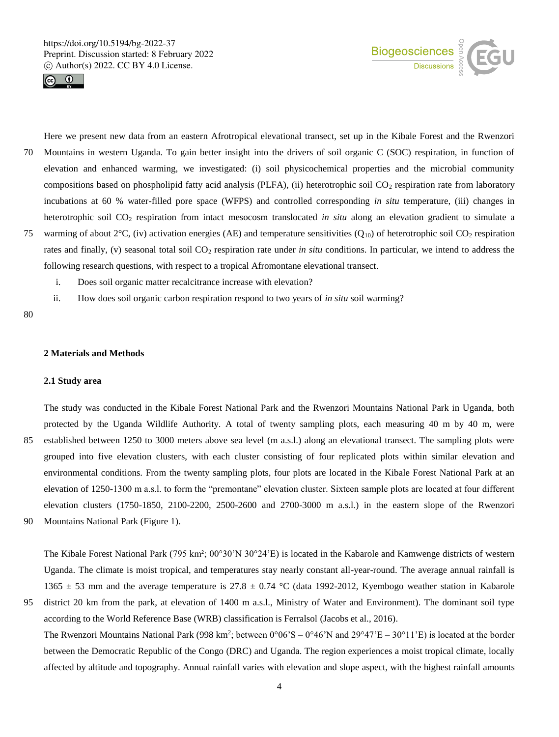Here we present new data from an eastern Afrotropical elevational transect, set up in the Kibale Forest and the Rwenzori Mountains in western Uganda. To gain better insight into the drivers of soil organic C (SOC) respiration, in function of elevation and enhanced warming, we investigated: (i) soil physicochemical properties and the microbial community compositions based on phospholipid fatty acid analysis (PLFA), (ii) heterotrophic soil $CO_2$ respiration rate from laboratory incubations at 60 % water-filled pore space (WFPS) and controlled corresponding *in situ* temperature, (iii) changes in heterotrophic soil $CO_2$ respiration from intact mesocosm translocated *in situ* along an elevation gradient to simulate a warming of about 2°C, (iv) activation energies (AE) and temperature sensitivities ($Q_{10}$) of heterotrophic soil $CO_2$ respiration rates and finally, (v) seasonal total soil $CO_2$ respiration rate under *in situ* conditions. In particular, we intend to address the following research questions, with respect to a tropical Afromontane elevational transect.

i. Does soil organic matter recalcitrance increase with elevation?
ii. How does soil organic carbon respiration respond to two years of *in situ* soil warming?

## 2 Materials and Methods

### 2.1 Study area

The study was conducted in the Kibale Forest National Park and the Rwenzori Mountains National Park in Uganda, both protected by the Uganda Wildlife Authority. A total of twenty sampling plots, each measuring 40 m by 40 m, were established between 1250 to 3000 meters above sea level (m a.s.l.) along an elevational transect. The sampling plots were grouped into five elevation clusters, with each cluster consisting of four replicated plots within similar elevation and environmental conditions. From the twenty sampling plots, four plots are located in the Kibale Forest National Park at an elevation of 1250-1300 m a.s.l. to form the "premontane" elevation cluster. Sixteen sample plots are located at four different elevation clusters (1750-1850, 2100-2200, 2500-2600 and 2700-3000 m a.s.l.) in the eastern slope of the Rwenzori Mountains National Park (Figure 1).

The Kibale Forest National Park (795 km²; 00°30'N 30°24'E) is located in the Kabarole and Kamwenge districts of western Uganda. The climate is moist tropical, and temperatures stay nearly constant all-year-round. The average annual rainfall is 1365 ± 53 mm and the average temperature is 27.8 ± 0.74 °C (data 1992-2012, Kyembogo weather station in Kabarole district 20 km from the park, at elevation of 1400 m a.s.l., Ministry of Water and Environment). The dominant soil type according to the World Reference Base (WRB) classification is Ferralsol (Jacobs et al., 2016).
The Rwenzori Mountains National Park (998 km²; between 0°06'S – 0°46'N and 29°47'E – 30°11'E) is located at the border between the Democratic Republic of the Congo (DRC) and Uganda. The region experiences a moist tropical climate, locally affected by altitude and topography. Annual rainfall varies with elevation and slope aspect, with the highest rainfall amounts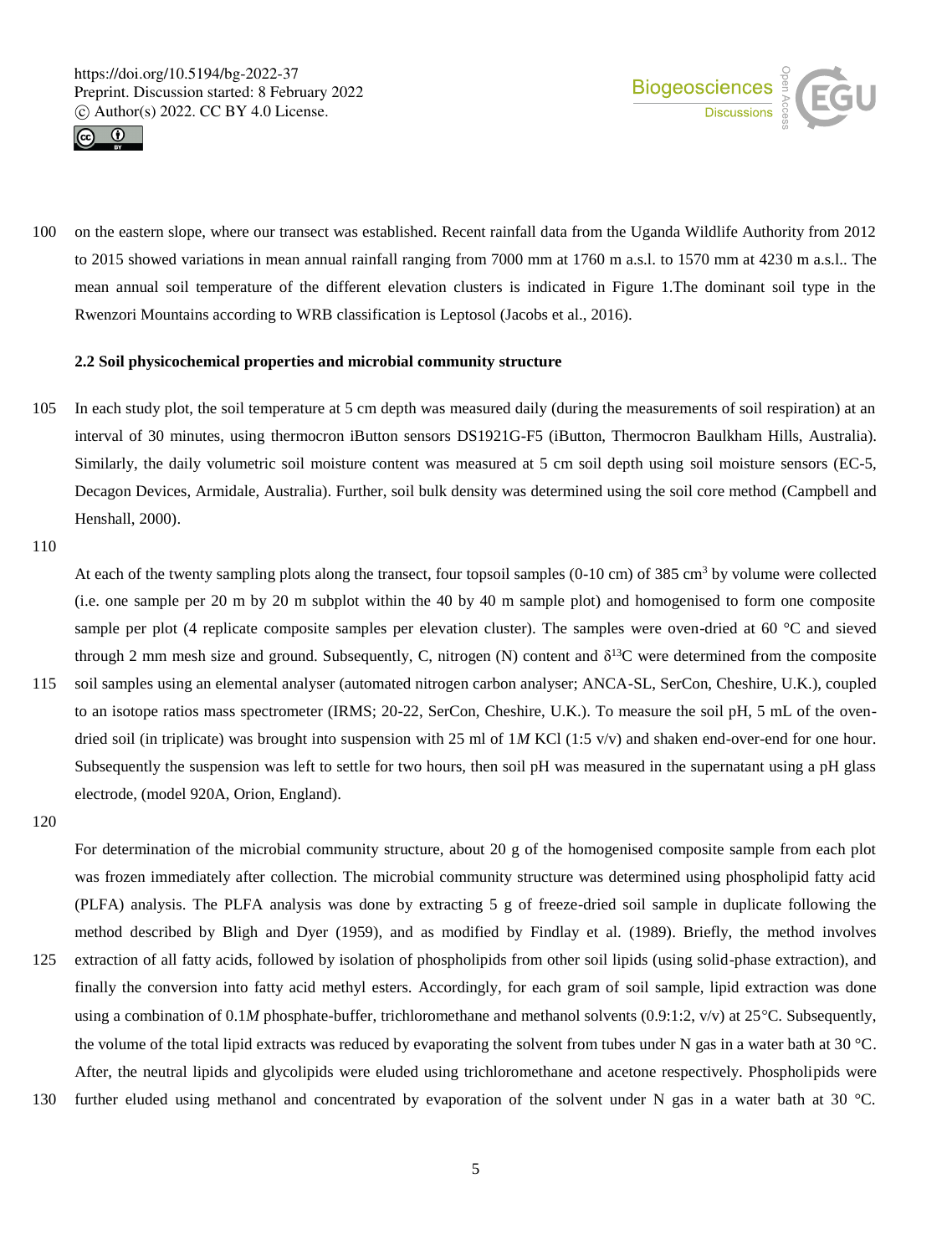on the eastern slope, where our transect was established. Recent rainfall data from the Uganda Wildlife Authority from 2012 to 2015 showed variations in mean annual rainfall ranging from 7000 mm at 1760 m a.s.l. to 1570 mm at 4230 m a.s.l.. The mean annual soil temperature of the different elevation clusters is indicated in Figure 1.The dominant soil type in the Rwenzori Mountains according to WRB classification is Leptosol (Jacobs et al., 2016).

### 2.2 Soil physicochemical properties and microbial community structure

In each study plot, the soil temperature at 5 cm depth was measured daily (during the measurements of soil respiration) at an interval of 30 minutes, using thermocron iButton sensors DS1921G-F5 (iButton, Thermocron Baulkham Hills, Australia). Similarly, the daily volumetric soil moisture content was measured at 5 cm soil depth using soil moisture sensors (EC-5, Decagon Devices, Armidale, Australia). Further, soil bulk density was determined using the soil core method (Campbell and Henshall, 2000).

At each of the twenty sampling plots along the transect, four topsoil samples (0-10 cm) of 385 $cm^3$ by volume were collected (i.e. one sample per 20 m by 20 m subplot within the 40 by 40 m sample plot) and homogenised to form one composite sample per plot (4 replicate composite samples per elevation cluster). The samples were oven-dried at 60 °C and sieved through 2 mm mesh size and ground. Subsequently, C, nitrogen (N) content and $\delta^{13}C$ were determined from the composite soil samples using an elemental analyser (automated nitrogen carbon analyser; ANCA-SL, SerCon, Cheshire, U.K.), coupled to an isotope ratios mass spectrometer (IRMS; 20-22, SerCon, Cheshire, U.K.). To measure the soil pH, 5 mL of the oven-dried soil (in triplicate) was brought into suspension with 25 ml of 1*M* KCl (1:5 v/v) and shaken end-over-end for one hour. Subsequently the suspension was left to settle for two hours, then soil pH was measured in the supernatant using a pH glass electrode, (model 920A, Orion, England).

For determination of the microbial community structure, about 20 g of the homogenised composite sample from each plot was frozen immediately after collection. The microbial community structure was determined using phospholipid fatty acid (PLFA) analysis. The PLFA analysis was done by extracting 5 g of freeze-dried soil sample in duplicate following the method described by Bligh and Dyer (1959), and as modified by Findlay et al. (1989). Briefly, the method involves extraction of all fatty acids, followed by isolation of phospholipids from other soil lipids (using solid-phase extraction), and finally the conversion into fatty acid methyl esters. Accordingly, for each gram of soil sample, lipid extraction was done using a combination of 0.1*M* phosphate-buffer, trichloromethane and methanol solvents (0.9:1:2, v/v) at 25°C. Subsequently, the volume of the total lipid extracts was reduced by evaporating the solvent from tubes under N gas in a water bath at 30 °C. After, the neutral lipids and glycolipids were eluded using trichloromethane and acetone respectively. Phospholipids were further eluded using methanol and concentrated by evaporation of the solvent under N gas in a water bath at 30 °C.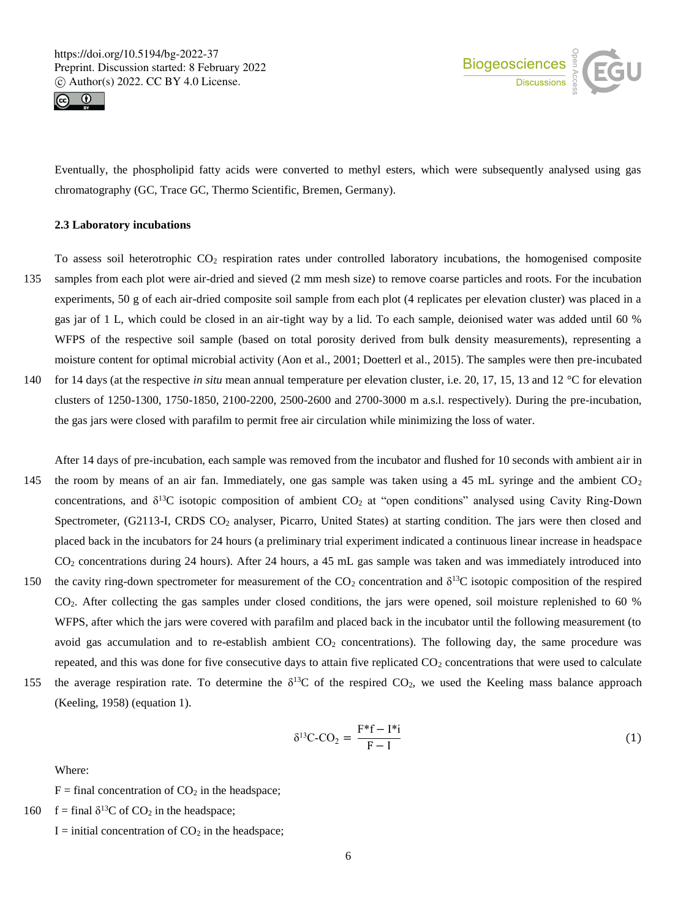Eventually, the phospholipid fatty acids were converted to methyl esters, which were subsequently analysed using gas chromatography (GC, Trace GC, Thermo Scientific, Bremen, Germany).

### 2.3 Laboratory incubations

To assess soil heterotrophic $CO_2$ respiration rates under controlled laboratory incubations, the homogenised composite samples from each plot were air-dried and sieved (2 mm mesh size) to remove coarse particles and roots. For the incubation experiments, 50 g of each air-dried composite soil sample from each plot (4 replicates per elevation cluster) was placed in a gas jar of 1 L, which could be closed in an air-tight way by a lid. To each sample, deionised water was added until 60 % WFPS of the respective soil sample (based on total porosity derived from bulk density measurements), representing a moisture content for optimal microbial activity (Aon et al., 2001; Doetterl et al., 2015). The samples were then pre-incubated for 14 days (at the respective *in situ* mean annual temperature per elevation cluster, i.e. 20, 17, 15, 13 and 12 °C for elevation clusters of 1250-1300, 1750-1850, 2100-2200, 2500-2600 and 2700-3000 m a.s.l. respectively). During the pre-incubation, the gas jars were closed with parafilm to permit free air circulation while minimizing the loss of water.

After 14 days of pre-incubation, each sample was removed from the incubator and flushed for 10 seconds with ambient air in the room by means of an air fan. Immediately, one gas sample was taken using a 45 mL syringe and the ambient $CO_2$ concentrations, and $\delta^{13}C$ isotopic composition of ambient $CO_2$ at "open conditions" analysed using Cavity Ring-Down Spectrometer, (G2113-I, CRDS $CO_2$ analyser, Picarro, United States) at starting condition. The jars were then closed and placed back in the incubators for 24 hours (a preliminary trial experiment indicated a continuous linear increase in headspace $CO_2$ concentrations during 24 hours). After 24 hours, a 45 mL gas sample was taken and was immediately introduced into the cavity ring-down spectrometer for measurement of the $CO_2$ concentration and $\delta^{13}C$ isotopic composition of the respired $CO_2$. After collecting the gas samples under closed conditions, the jars were opened, soil moisture replenished to 60 % WFPS, after which the jars were covered with parafilm and placed back in the incubator until the following measurement (to avoid gas accumulation and to re-establish ambient $CO_2$ concentrations). The following day, the same procedure was repeated, and this was done for five consecutive days to attain five replicated $CO_2$ concentrations that were used to calculate the average respiration rate. To determine the $\delta^{13}C$ of the respired $CO_2$, we used the Keeling mass balance approach (Keeling, 1958) (equation 1).

$$\delta^{13}\text{C-CO}_2 = \frac{F*f - I*i}{F - I} \tag{1}$$

Where:

F = final concentration of $CO_2$ in the headspace;

f = final $\delta^{13}C$ of $CO_2$ in the headspace;

I = initial concentration of $CO_2$ in the headspace;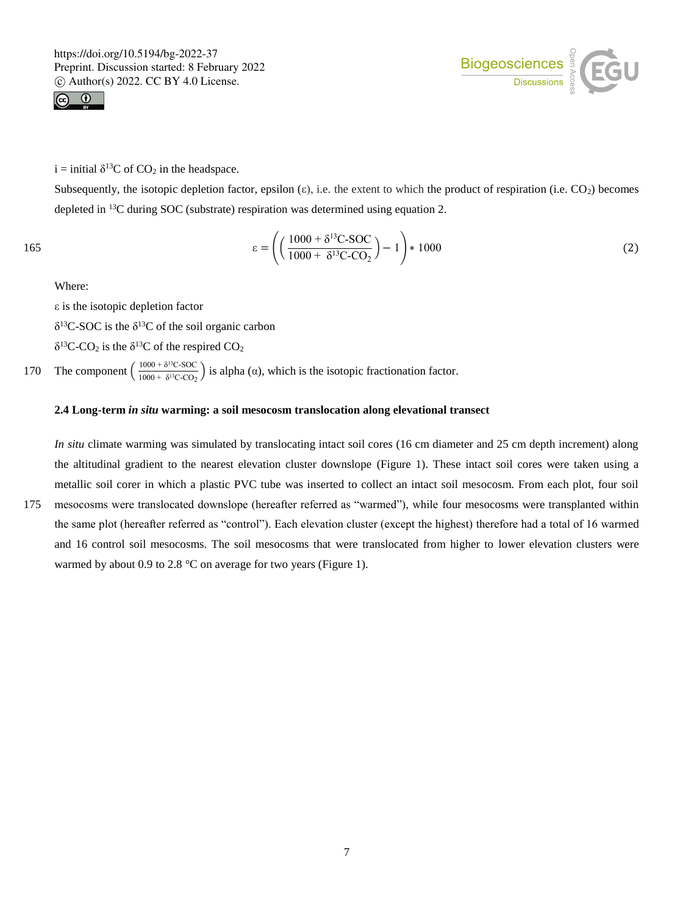i = initial $\delta^{13}C$ of $CO_2$ in the headspace.

Subsequently, the isotopic depletion factor, epsilon ($\varepsilon$), i.e. the extent to which the product of respiration (i.e. $CO_2$) becomes depleted in $^{13}C$ during SOC (substrate) respiration was determined using equation 2.

$$\varepsilon = \left( \left( \frac{1000 + \delta^{13}\text{C-SOC}}{1000 + \delta^{13}\text{C-CO}_2} \right) - 1 \right) * 1000 \tag{2}$$

Where:

$\varepsilon$ is the isotopic depletion factor

$\delta^{13}$C-SOC is the $\delta^{13}C$ of the soil organic carbon

$\delta^{13}$C-$CO_2$ is the $\delta^{13}C$ of the respired $CO_2$

The component $\left( \frac{1000 + \delta^{13}\text{C-SOC}}{1000 + \delta^{13}\text{C-CO}_2} \right)$ is alpha ($\alpha$), which is the isotopic fractionation factor.

### 2.4 Long-term *in situ* warming: a soil mesocosm translocation along elevational transect

*In situ* climate warming was simulated by translocating intact soil cores (16 cm diameter and 25 cm depth increment) along the altitudinal gradient to the nearest elevation cluster downslope (Figure 1). These intact soil cores were taken using a metallic soil corer in which a plastic PVC tube was inserted to collect an intact soil mesocosm. From each plot, four soil mesocosms were translocated downslope (hereafter referred as "warmed"), while four mesocosms were transplanted within the same plot (hereafter referred as "control"). Each elevation cluster (except the highest) therefore had a total of 16 warmed and 16 control soil mesocosms. The soil mesocosms that were translocated from higher to lower elevation clusters were warmed by about 0.9 to 2.8 °C on average for two years (Figure 1).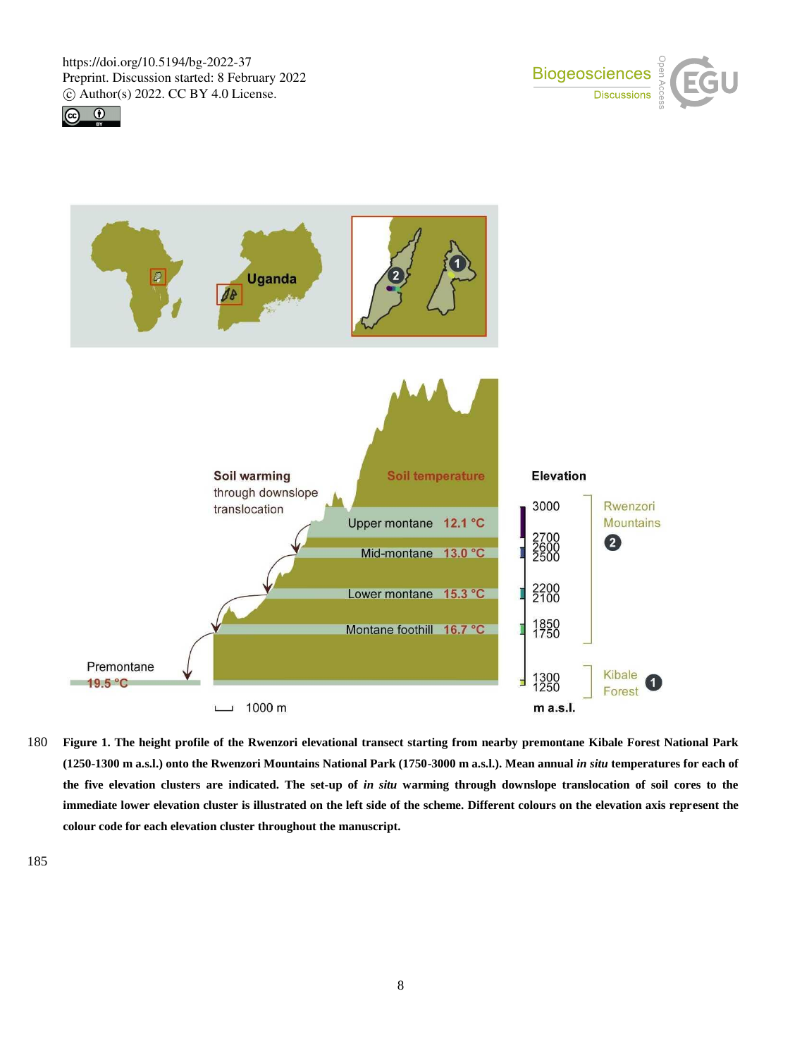**Figure 1. The height profile of the Rwenzori elevational transect starting from nearby premontane Kibale Forest National Park (1250-1300 m a.s.l.) onto the Rwenzori Mountains National Park (1750-3000 m a.s.l.). Mean annual *in situ* temperatures for each of the five elevation clusters are indicated. The set-up of *in situ* warming through downslope translocation of soil cores to the immediate lower elevation cluster is illustrated on the left side of the scheme. Different colours on the elevation axis represent the colour code for each elevation cluster throughout the manuscript.**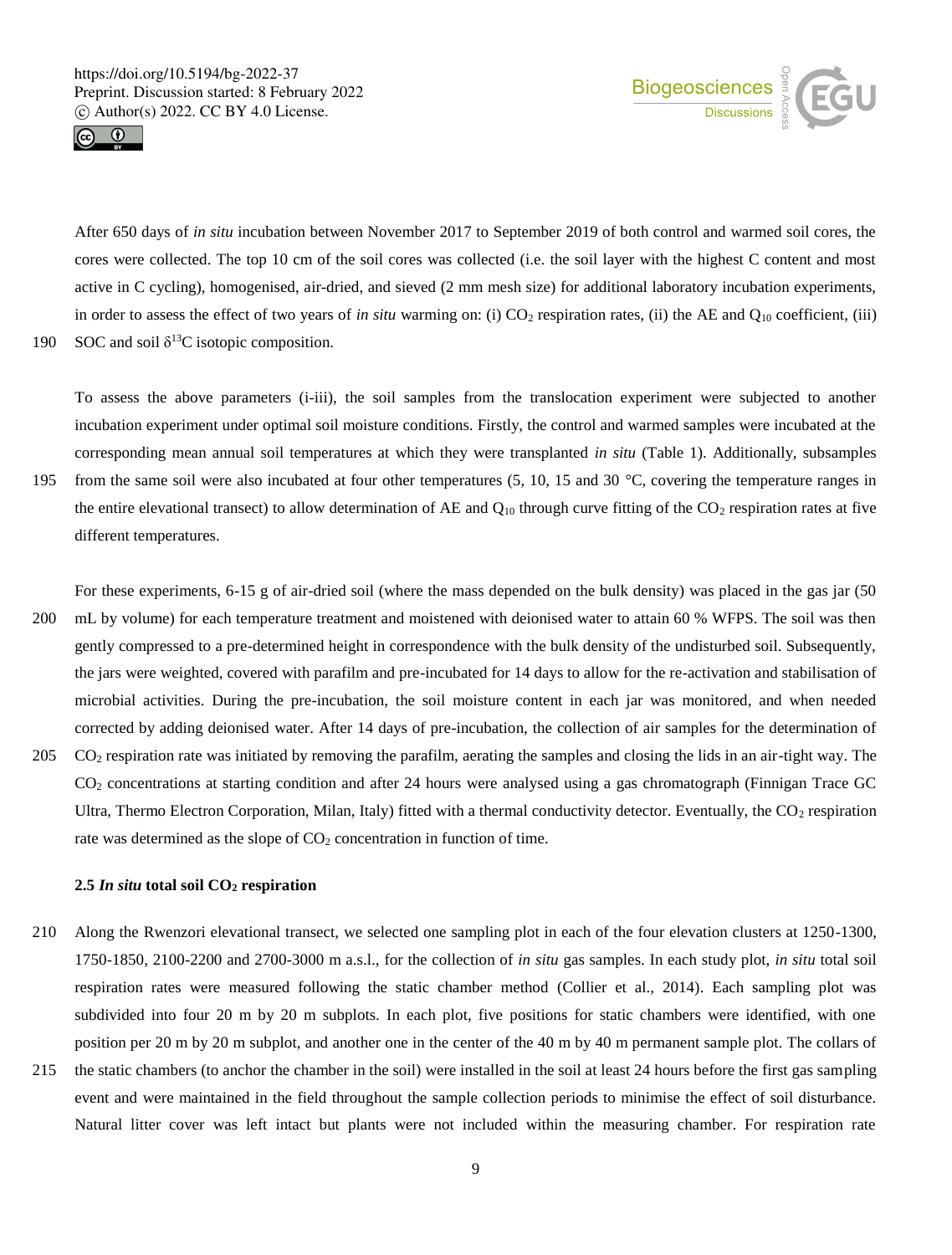After 650 days of *in situ* incubation between November 2017 to September 2019 of both control and warmed soil cores, the cores were collected. The top 10 cm of the soil cores was collected (i.e. the soil layer with the highest C content and most active in C cycling), homogenised, air-dried, and sieved (2 mm mesh size) for additional laboratory incubation experiments, in order to assess the effect of two years of *in situ* warming on: (i) $CO_2$ respiration rates, (ii) the AE and $Q_{10}$ coefficient, (iii) SOC and soil $\delta^{13}C$ isotopic composition.

To assess the above parameters (i-iii), the soil samples from the translocation experiment were subjected to another incubation experiment under optimal soil moisture conditions. Firstly, the control and warmed samples were incubated at the corresponding mean annual soil temperatures at which they were transplanted *in situ* (Table 1). Additionally, subsamples from the same soil were also incubated at four other temperatures (5, 10, 15 and 30 °C, covering the temperature ranges in the entire elevational transect) to allow determination of AE and $Q_{10}$ through curve fitting of the $CO_2$ respiration rates at five different temperatures.

For these experiments, 6-15 g of air-dried soil (where the mass depended on the bulk density) was placed in the gas jar (50 mL by volume) for each temperature treatment and moistened with deionised water to attain 60 % WFPS. The soil was then gently compressed to a pre-determined height in correspondence with the bulk density of the undisturbed soil. Subsequently, the jars were weighted, covered with parafilm and pre-incubated for 14 days to allow for the re-activation and stabilisation of microbial activities. During the pre-incubation, the soil moisture content in each jar was monitored, and when needed corrected by adding deionised water. After 14 days of pre-incubation, the collection of air samples for the determination of $CO_2$ respiration rate was initiated by removing the parafilm, aerating the samples and closing the lids in an air-tight way. The $CO_2$ concentrations at starting condition and after 24 hours were analysed using a gas chromatograph (Finnigan Trace GC Ultra, Thermo Electron Corporation, Milan, Italy) fitted with a thermal conductivity detector. Eventually, the $CO_2$ respiration rate was determined as the slope of $CO_2$ concentration in function of time.

### 2.5 *In situ* total soil $CO_2$ respiration

Along the Rwenzori elevational transect, we selected one sampling plot in each of the four elevation clusters at 1250-1300, 1750-1850, 2100-2200 and 2700-3000 m a.s.l., for the collection of *in situ* gas samples. In each study plot, *in situ* total soil respiration rates were measured following the static chamber method (Collier et al., 2014). Each sampling plot was subdivided into four 20 m by 20 m subplots. In each plot, five positions for static chambers were identified, with one position per 20 m by 20 m subplot, and another one in the center of the 40 m by 40 m permanent sample plot. The collars of the static chambers (to anchor the chamber in the soil) were installed in the soil at least 24 hours before the first gas sampling event and were maintained in the field throughout the sample collection periods to minimise the effect of soil disturbance. Natural litter cover was left intact but plants were not included within the measuring chamber. For respiration rate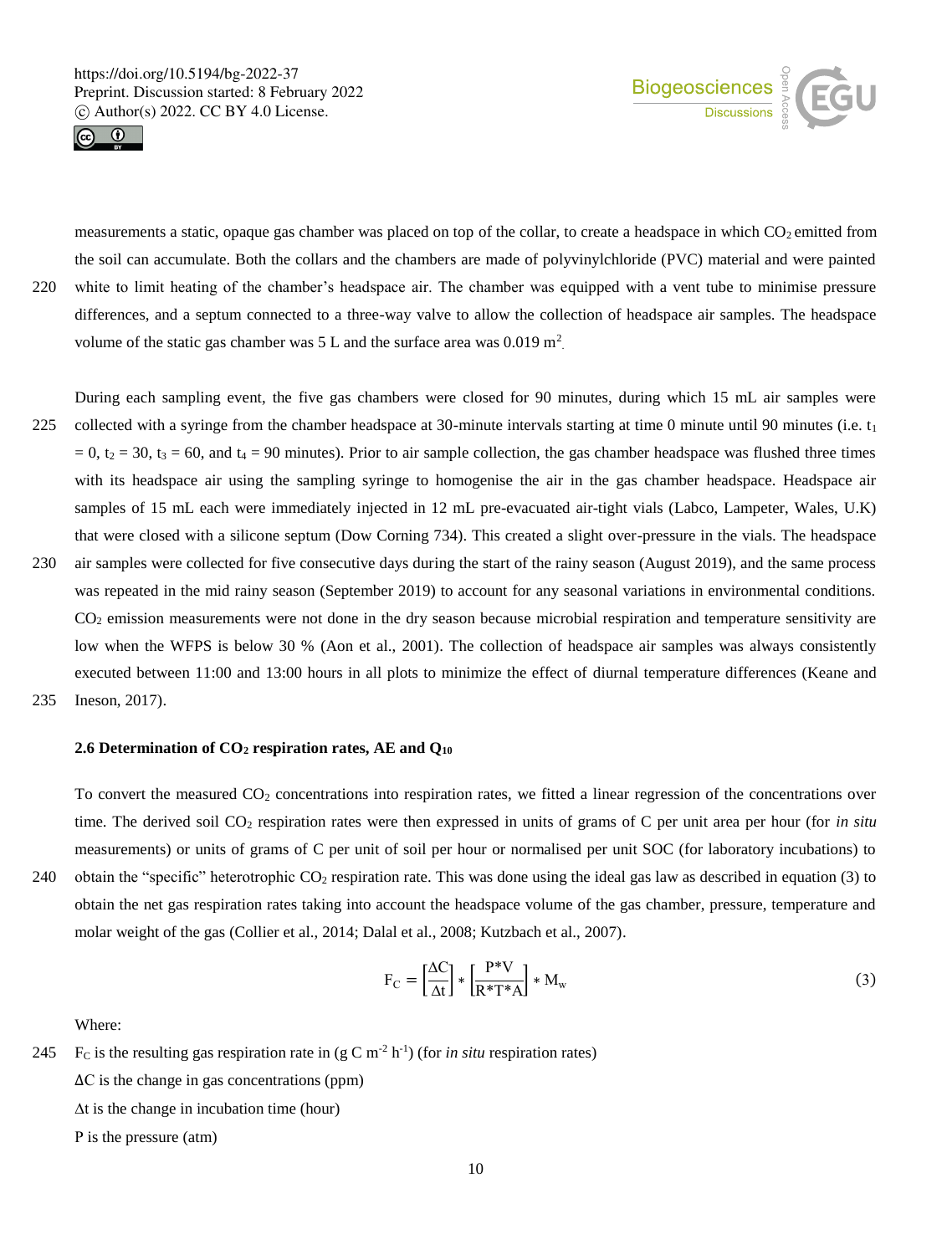measurements a static, opaque gas chamber was placed on top of the collar, to create a headspace in which $CO_2$ emitted from the soil can accumulate. Both the collars and the chambers are made of polyvinylchloride (PVC) material and were painted white to limit heating of the chamber's headspace air. The chamber was equipped with a vent tube to minimise pressure differences, and a septum connected to a three-way valve to allow the collection of headspace air samples. The headspace volume of the static gas chamber was 5 L and the surface area was 0.019 $m^2$.

During each sampling event, the five gas chambers were closed for 90 minutes, during which 15 mL air samples were collected with a syringe from the chamber headspace at 30-minute intervals starting at time 0 minute until 90 minutes (i.e. $t_1 = 0$, $t_2 = 30$, $t_3 = 60$, and $t_4 = 90$ minutes). Prior to air sample collection, the gas chamber headspace was flushed three times with its headspace air using the sampling syringe to homogenise the air in the gas chamber headspace. Headspace air samples of 15 mL each were immediately injected in 12 mL pre-evacuated air-tight vials (Labco, Lampeter, Wales, U.K) that were closed with a silicone septum (Dow Corning 734). This created a slight over-pressure in the vials. The headspace air samples were collected for five consecutive days during the start of the rainy season (August 2019), and the same process was repeated in the mid rainy season (September 2019) to account for any seasonal variations in environmental conditions. $CO_2$ emission measurements were not done in the dry season because microbial respiration and temperature sensitivity are low when the WFPS is below 30 % (Aon et al., 2001). The collection of headspace air samples was always consistently executed between 11:00 and 13:00 hours in all plots to minimize the effect of diurnal temperature differences (Keane and Ineson, 2017).

### 2.6 Determination of $CO_2$ respiration rates, AE and $Q_{10}$

To convert the measured $CO_2$ concentrations into respiration rates, we fitted a linear regression of the concentrations over time. The derived soil $CO_2$ respiration rates were then expressed in units of grams of C per unit area per hour (for *in situ* measurements) or units of grams of C per unit of soil per hour or normalised per unit SOC (for laboratory incubations) to obtain the "specific" heterotrophic $CO_2$ respiration rate. This was done using the ideal gas law as described in equation (3) to obtain the net gas respiration rates taking into account the headspace volume of the gas chamber, pressure, temperature and molar weight of the gas (Collier et al., 2014; Dalal et al., 2008; Kutzbach et al., 2007).

$$F_C = \left[\frac{\Delta C}{\Delta t}\right] * \left[\frac{P*V}{R*T*A}\right] * M_w \tag{3}$$

Where:

$F_C$ is the resulting gas respiration rate in (g C $m^{-2}$ $h^{-1}$) (for *in situ* respiration rates)

$\Delta C$ is the change in gas concentrations (ppm)

$\Delta t$ is the change in incubation time (hour)

P is the pressure (atm)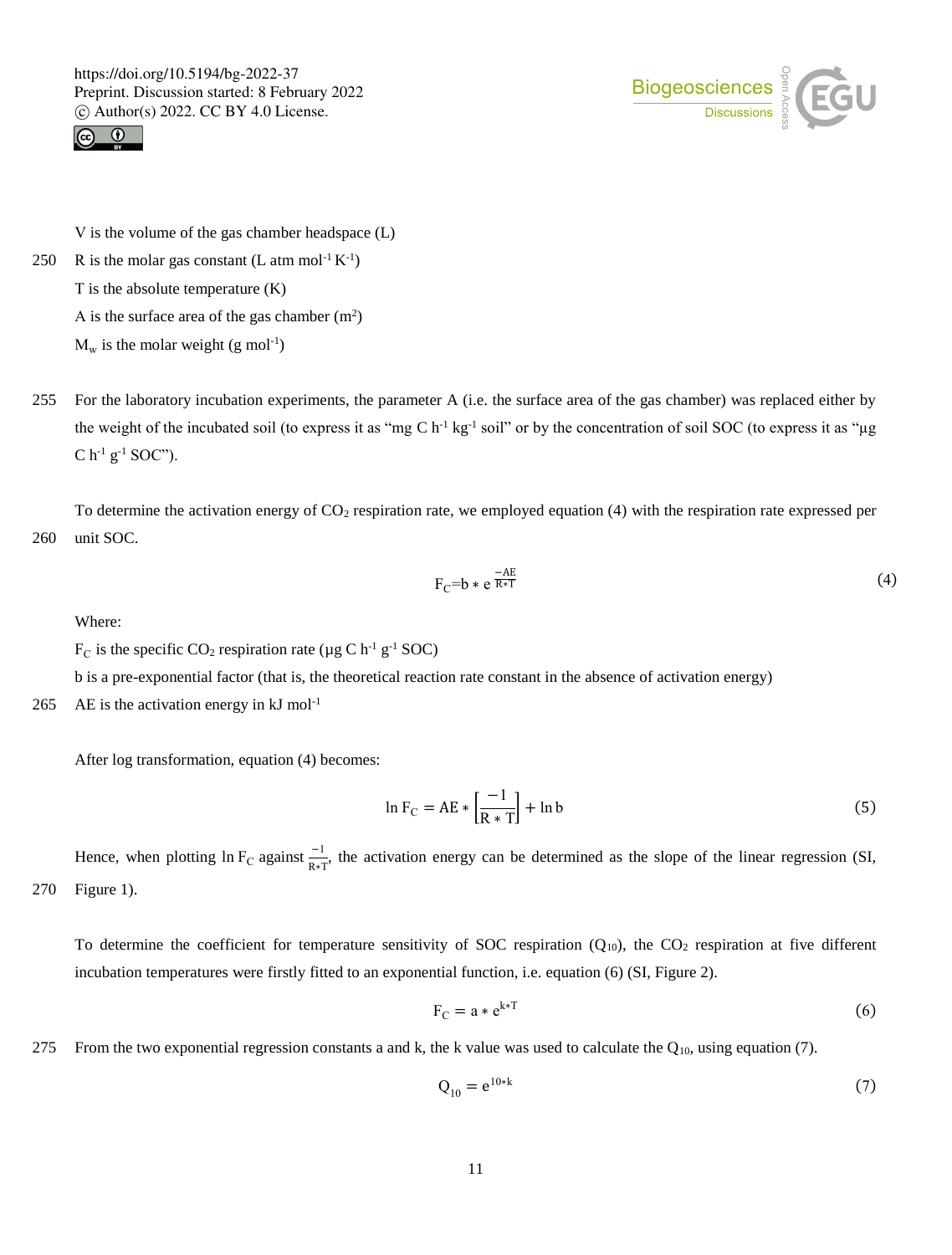V is the volume of the gas chamber headspace (L)

R is the molar gas constant (L atm $mol^{-1}$ $K^{-1}$)

T is the absolute temperature (K)

A is the surface area of the gas chamber ($m^2$)

$M_w$ is the molar weight (g $mol^{-1}$)

For the laboratory incubation experiments, the parameter A (i.e. the surface area of the gas chamber) was replaced either by the weight of the incubated soil (to express it as "mg C $h^{-1}$ $kg^{-1}$ soil" or by the concentration of soil SOC (to express it as "µg C $h^{-1}$ $g^{-1}$ SOC").

To determine the activation energy of $CO_2$ respiration rate, we employed equation (4) with the respiration rate expressed per unit SOC.

$$F_C = b * e^{\frac{-AE}{R*T}} \tag{4}$$

Where:

$F_C$ is the specific $CO_2$ respiration rate (µg C $h^{-1}$ $g^{-1}$ SOC)

b is a pre-exponential factor (that is, the theoretical reaction rate constant in the absence of activation energy)

AE is the activation energy in kJ $mol^{-1}$

After log transformation, equation (4) becomes:

$$\ln F_C = AE * \left[\frac{-1}{R * T}\right] + \ln b \tag{5}$$

Hence, when plotting $\ln F_C$ against $\frac{-1}{R*T}$, the activation energy can be determined as the slope of the linear regression (SI, Figure 1).

To determine the coefficient for temperature sensitivity of SOC respiration ($Q_{10}$), the $CO_2$ respiration at five different incubation temperatures were firstly fitted to an exponential function, i.e. equation (6) (SI, Figure 2).

$$F_C = a * e^{k*T} \tag{6}$$

From the two exponential regression constants a and k, the k value was used to calculate the $Q_{10}$, using equation (7).

$$Q_{10} = e^{10*k} \tag{7}$$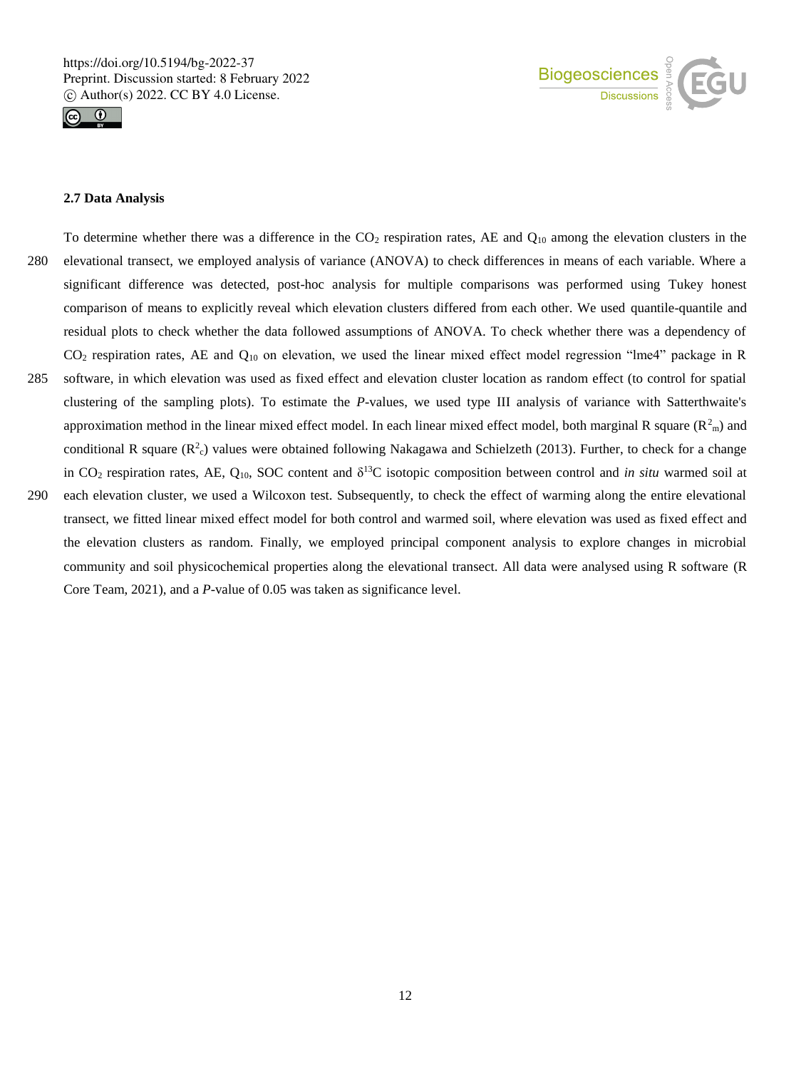### 2.7 Data Analysis

To determine whether there was a difference in the $CO_2$ respiration rates, AE and $Q_{10}$ among the elevation clusters in the elevational transect, we employed analysis of variance (ANOVA) to check differences in means of each variable. Where a significant difference was detected, post-hoc analysis for multiple comparisons was performed using Tukey honest comparison of means to explicitly reveal which elevation clusters differed from each other. We used quantile-quantile and residual plots to check whether the data followed assumptions of ANOVA. To check whether there was a dependency of $CO_2$ respiration rates, AE and $Q_{10}$ on elevation, we used the linear mixed effect model regression "lme4" package in R software, in which elevation was used as fixed effect and elevation cluster location as random effect (to control for spatial clustering of the sampling plots). To estimate the *P*-values, we used type III analysis of variance with Satterthwaite's approximation method in the linear mixed effect model. In each linear mixed effect model, both marginal R square ($R^2_m$) and conditional R square ($R^2_c$) values were obtained following Nakagawa and Schielzeth (2013). Further, to check for a change in $CO_2$ respiration rates, AE, $Q_{10}$, SOC content and $\delta^{13}C$ isotopic composition between control and *in situ* warmed soil at each elevation cluster, we used a Wilcoxon test. Subsequently, to check the effect of warming along the entire elevational transect, we fitted linear mixed effect model for both control and warmed soil, where elevation was used as fixed effect and the elevation clusters as random. Finally, we employed principal component analysis to explore changes in microbial community and soil physicochemical properties along the elevational transect. All data were analysed using R software (R Core Team, 2021), and a *P*-value of 0.05 was taken as significance level.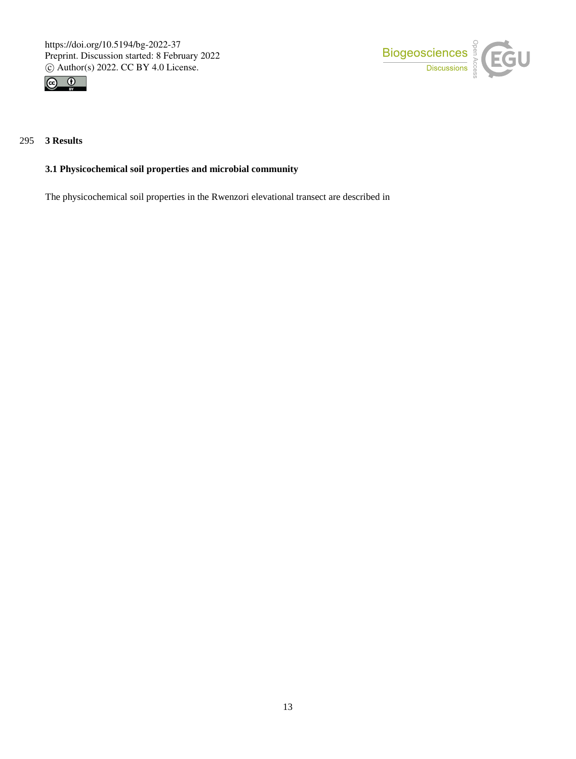# 3 Results

## 3.1 Physicochemical soil properties and microbial community

The physicochemical soil properties in the Rwenzori elevational transect are described in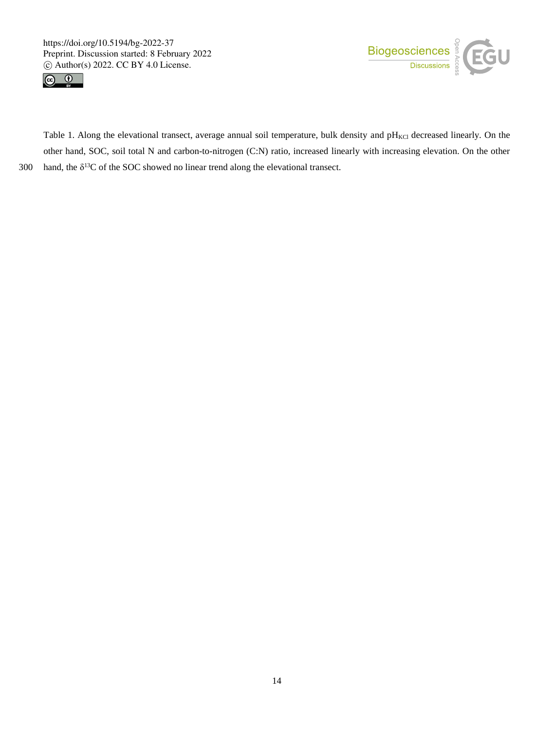Table 1. Along the elevational transect, average annual soil temperature, bulk density and $pH_{KCl}$ decreased linearly. On the other hand, SOC, soil total N and carbon-to-nitrogen (C:N) ratio, increased linearly with increasing elevation. On the other hand, the $\delta^{13}C$ of the SOC showed no linear trend along the elevational transect.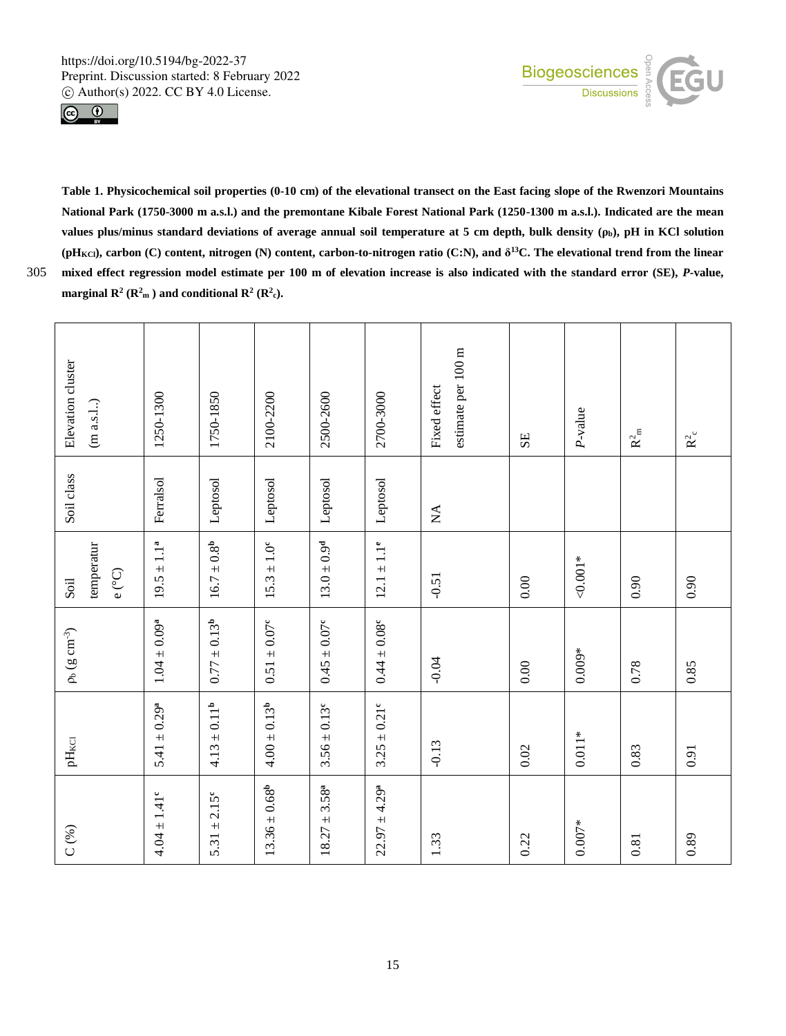**Table 1. Physicochemical soil properties (0-10 cm) of the elevational transect on the East facing slope of the Rwenzori Mountains National Park (1750-3000 m a.s.l.) and the premontane Kibale Forest National Park (1250-1300 m a.s.l.). Indicated are the mean values plus/minus standard deviations of average annual soil temperature at 5 cm depth, bulk density ($\rho_b$), pH in KCl solution ($pH_{KCl}$), carbon (C) content, nitrogen (N) content, carbon-to-nitrogen ratio (C:N), and $\delta^{13}$C. The elevational trend from the linear mixed effect regression model estimate per 100 m of elevation increase is also indicated with the standard error (SE), *P*-value, marginal $R^2$ ($R^2_m$) and conditional $R^2$ ($R^2_c$).**

| Elevation cluster (m a.s.l.) | Soil class | Soil temperature (°C) | $\rho_b$ (g cm$^{-3}$) | $pH_{KCl}$ | C (%) |
|---|---|---|---|---|---|
| 1250-1300 | Ferralsol | 19.5 ± 1.1[a] | 1.04 ± 0.09[a] | 5.41 ± 0.29[a] | 4.04 ± 1.41[c] |
| 1750-1850 | Leptosol | 16.7 ± 0.8[b] | 0.77 ± 0.13[b] | 4.13 ± 0.11[b] | 5.31 ± 2.15[c] |
| 2100-2200 | Leptosol | 15.3 ± 1.0[c] | 0.51 ± 0.07[c] | 4.00 ± 0.13[b] | 13.36 ± 0.68[b] |
| 2500-2600 | Leptosol | 13.0 ± 0.9[d] | 0.45 ± 0.07[c] | 3.56 ± 0.13[c] | 18.27 ± 3.58[a] |
| 2700-3000 | Leptosol | 12.1 ± 1.1[e] | 0.44 ± 0.08[c] | 3.25 ± 0.21[c] | 22.97 ± 4.29[a] |
| Fixed effect estimate per 100 m | NA | -0.51 | -0.04 | -0.13 | 1.33 |
| SE | | 0.00 | 0.00 | 0.02 | 0.22 |
| *P*-value | | <0.001* | 0.009* | 0.011* | 0.007* |
| $R^2_m$ | | 0.90 | 0.78 | 0.83 | 0.81 |
| $R^2_c$ | | 0.90 | 0.85 | 0.91 | 0.89 |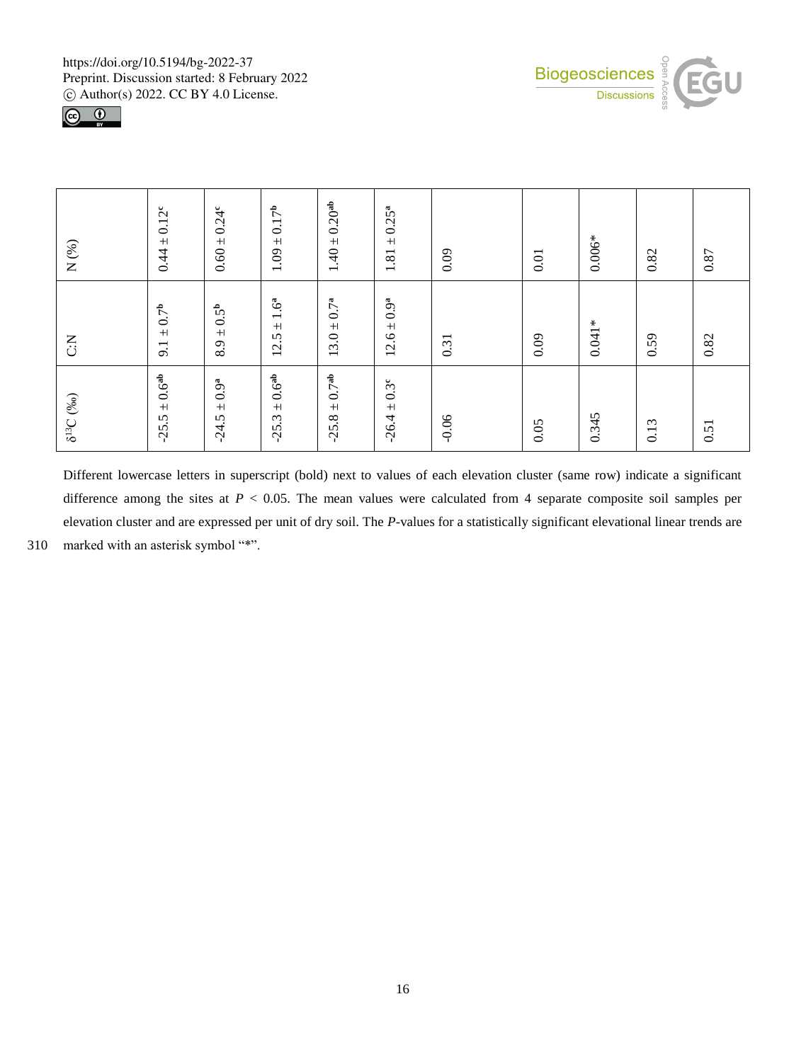| | | | | | | | | | | |
|---|---|---|---|---|---|---|---|---|---|---|
| N (%) | 0.44 ± 0.12[c] | 0.60 ± 0.24[c] | 1.09 ± 0.17[b] | 1.40 ± 0.20[ab] | 1.81 ± 0.25[a] | 0.09 | 0.01 | 0.006* | 0.82 | 0.87 |
| C:N | 9.1 ± 0.7[b] | 8.9 ± 0.5[b] | 12.5 ± 1.6[a] | 13.0 ± 0.7[a] | 12.6 ± 0.9[a] | 0.31 | 0.09 | 0.041* | 0.59 | 0.82 |
| $\delta^{13}C$ (‰) | -25.5 ± 0.6[ab] | -24.5 ± 0.9[a] | -25.3 ± 0.6[ab] | -25.8 ± 0.7[ab] | -26.4 ± 0.3[c] | -0.06 | 0.05 | 0.345 | 0.13 | 0.51 |

Different lowercase letters in superscript (bold) next to values of each elevation cluster (same row) indicate a significant difference among the sites at $P < 0.05$. The mean values were calculated from 4 separate composite soil samples per elevation cluster and are expressed per unit of dry soil. The *P*-values for a statistically significant elevational linear trends are marked with an asterisk symbol "*".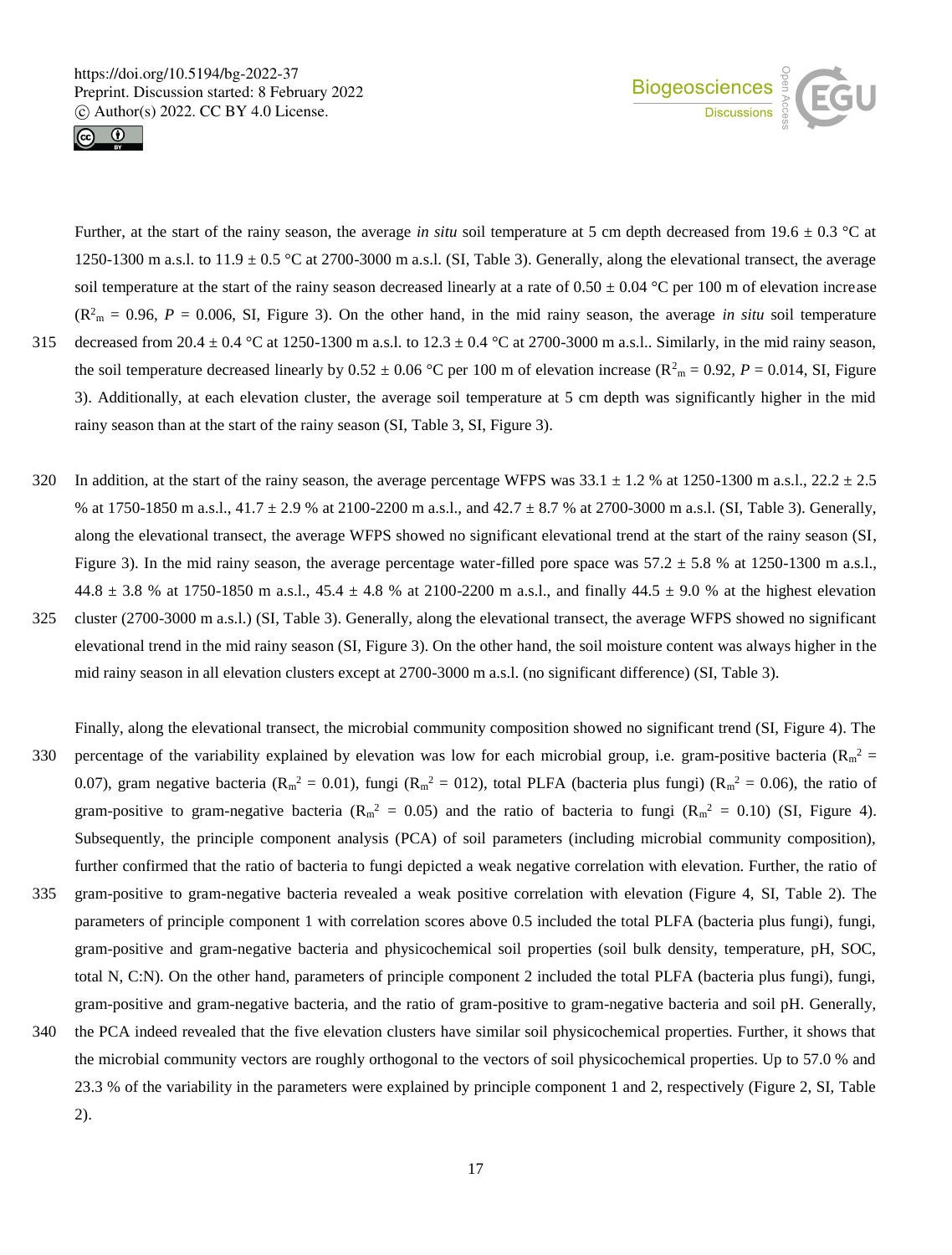Further, at the start of the rainy season, the average *in situ* soil temperature at 5 cm depth decreased from 19.6 ± 0.3 °C at 1250-1300 m a.s.l. to 11.9 ± 0.5 °C at 2700-3000 m a.s.l. (SI, Table 3). Generally, along the elevational transect, the average soil temperature at the start of the rainy season decreased linearly at a rate of 0.50 ± 0.04 °C per 100 m of elevation increase ($R^2_m$ = 0.96, $P$ = 0.006, SI, Figure 3). On the other hand, in the mid rainy season, the average *in situ* soil temperature decreased from 20.4 ± 0.4 °C at 1250-1300 m a.s.l. to 12.3 ± 0.4 °C at 2700-3000 m a.s.l.. Similarly, in the mid rainy season, the soil temperature decreased linearly by 0.52 ± 0.06 °C per 100 m of elevation increase ($R^2_m$ = 0.92, $P$ = 0.014, SI, Figure 3). Additionally, at each elevation cluster, the average soil temperature at 5 cm depth was significantly higher in the mid rainy season than at the start of the rainy season (SI, Table 3, SI, Figure 3).

In addition, at the start of the rainy season, the average percentage WFPS was 33.1 ± 1.2 % at 1250-1300 m a.s.l., 22.2 ± 2.5 % at 1750-1850 m a.s.l., 41.7 ± 2.9 % at 2100-2200 m a.s.l., and 42.7 ± 8.7 % at 2700-3000 m a.s.l. (SI, Table 3). Generally, along the elevational transect, the average WFPS showed no significant elevational trend at the start of the rainy season (SI, Figure 3). In the mid rainy season, the average percentage water-filled pore space was 57.2 ± 5.8 % at 1250-1300 m a.s.l., 44.8 ± 3.8 % at 1750-1850 m a.s.l., 45.4 ± 4.8 % at 2100-2200 m a.s.l., and finally 44.5 ± 9.0 % at the highest elevation cluster (2700-3000 m a.s.l.) (SI, Table 3). Generally, along the elevational transect, the average WFPS showed no significant elevational trend in the mid rainy season (SI, Figure 3). On the other hand, the soil moisture content was always higher in the mid rainy season in all elevation clusters except at 2700-3000 m a.s.l. (no significant difference) (SI, Table 3).

Finally, along the elevational transect, the microbial community composition showed no significant trend (SI, Figure 4). The percentage of the variability explained by elevation was low for each microbial group, i.e. gram-positive bacteria ($R_m^2$ = 0.07), gram negative bacteria ($R_m^2$ = 0.01), fungi ($R_m^2$ = 012), total PLFA (bacteria plus fungi) ($R_m^2$ = 0.06), the ratio of gram-positive to gram-negative bacteria ($R_m^2$ = 0.05) and the ratio of bacteria to fungi ($R_m^2$ = 0.10) (SI, Figure 4). Subsequently, the principle component analysis (PCA) of soil parameters (including microbial community composition), further confirmed that the ratio of bacteria to fungi depicted a weak negative correlation with elevation. Further, the ratio of gram-positive to gram-negative bacteria revealed a weak positive correlation with elevation (Figure 4, SI, Table 2). The parameters of principle component 1 with correlation scores above 0.5 included the total PLFA (bacteria plus fungi), fungi, gram-positive and gram-negative bacteria and physicochemical soil properties (soil bulk density, temperature, pH, SOC, total N, C:N). On the other hand, parameters of principle component 2 included the total PLFA (bacteria plus fungi), fungi, gram-positive and gram-negative bacteria, and the ratio of gram-positive to gram-negative bacteria and soil pH. Generally, the PCA indeed revealed that the five elevation clusters have similar soil physicochemical properties. Further, it shows that the microbial community vectors are roughly orthogonal to the vectors of soil physicochemical properties. Up to 57.0 % and 23.3 % of the variability in the parameters were explained by principle component 1 and 2, respectively (Figure 2, SI, Table 2).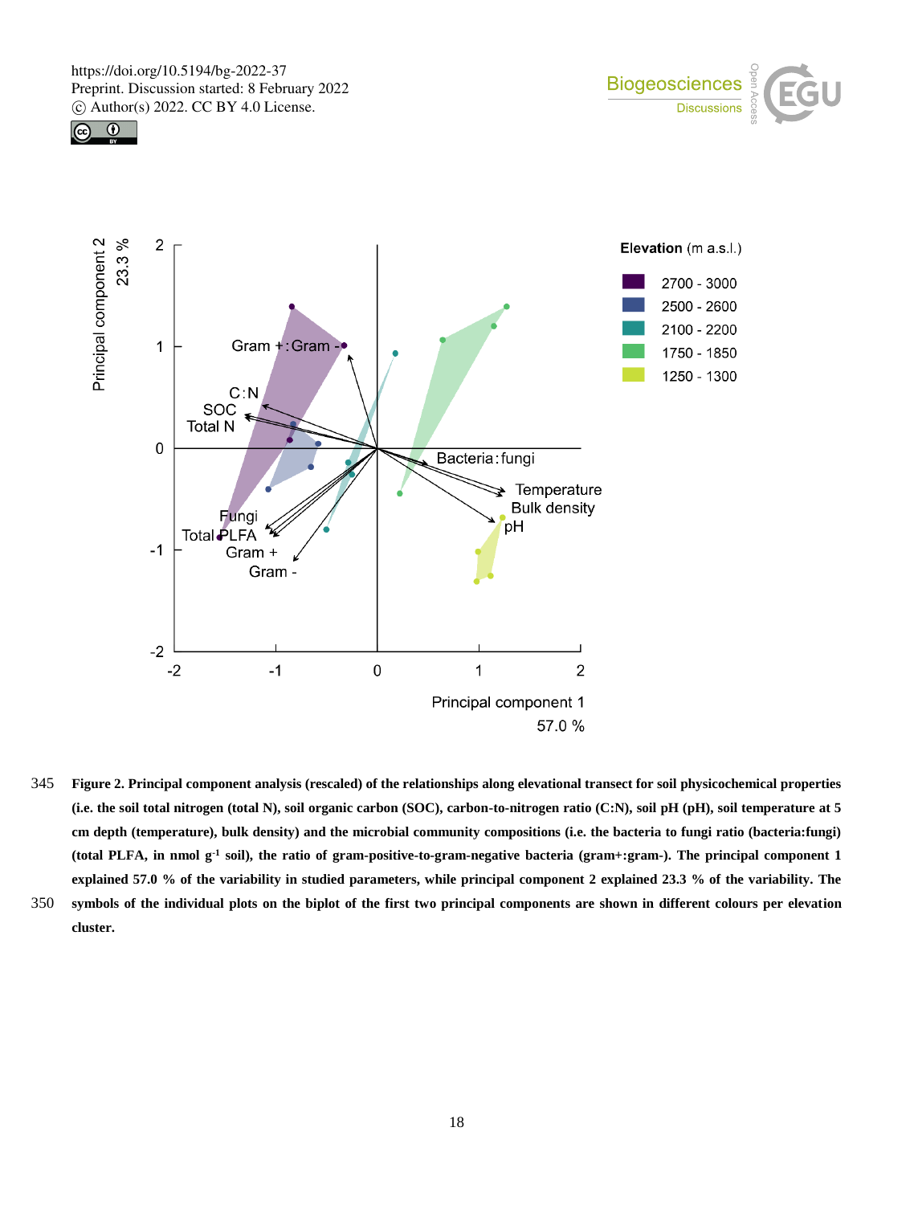**Figure 2. Principal component analysis (rescaled) of the relationships along elevational transect for soil physicochemical properties (i.e. the soil total nitrogen (total N), soil organic carbon (SOC), carbon-to-nitrogen ratio (C:N), soil pH (pH), soil temperature at 5 cm depth (temperature), bulk density) and the microbial community compositions (i.e. the bacteria to fungi ratio (bacteria:fungi) (total PLFA, in nmol g$^{-1}$ soil), the ratio of gram-positive-to-gram-negative bacteria (gram+:gram-). The principal component 1 explained 57.0 % of the variability in studied parameters, while principal component 2 explained 23.3 % of the variability. The symbols of the individual plots on the biplot of the first two principal components are shown in different colours per elevation cluster.**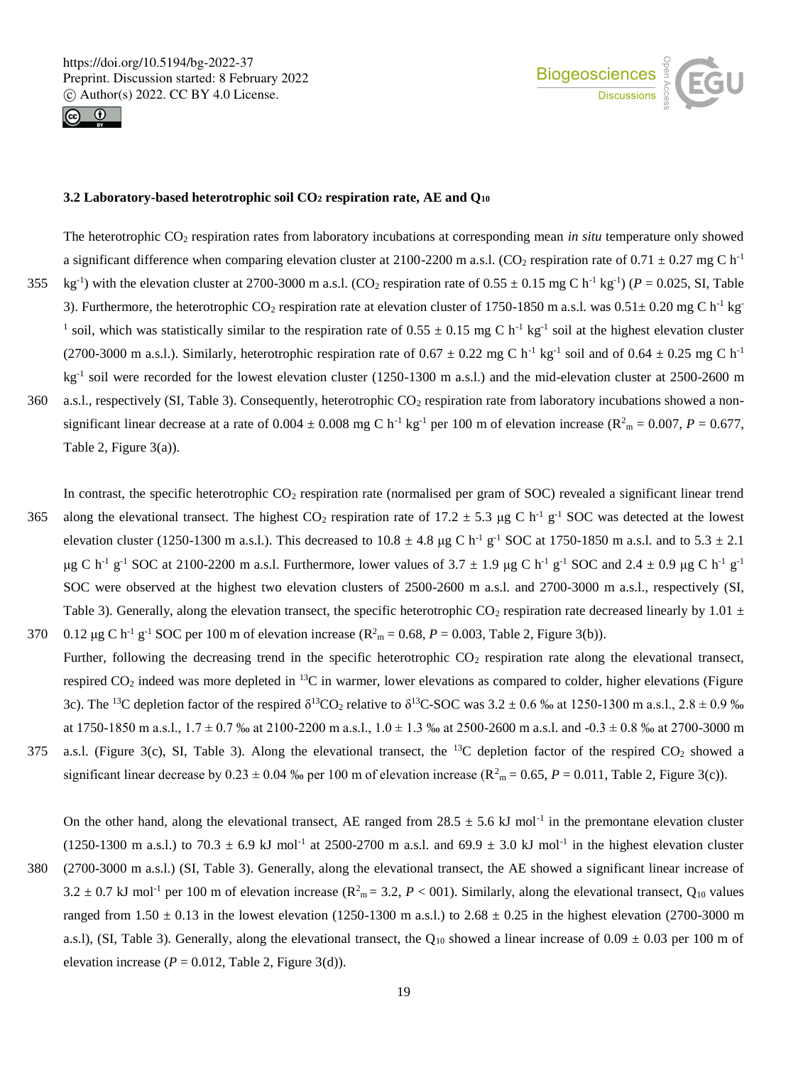### 3.2 Laboratory-based heterotrophic soil $CO_2$ respiration rate, AE and $Q_{10}$

The heterotrophic $CO_2$ respiration rates from laboratory incubations at corresponding mean *in situ* temperature only showed a significant difference when comparing elevation cluster at 2100-2200 m a.s.l. ($CO_2$ respiration rate of 0.71 ± 0.27 mg C $h^{-1}$ $kg^{-1}$) with the elevation cluster at 2700-3000 m a.s.l. ($CO_2$ respiration rate of 0.55 ± 0.15 mg C $h^{-1}$ $kg^{-1}$) ($P$ = 0.025, SI, Table 3). Furthermore, the heterotrophic $CO_2$ respiration rate at elevation cluster of 1750-1850 m a.s.l. was 0.51± 0.20 mg C $h^{-1}$ $kg^{-1}$ soil, which was statistically similar to the respiration rate of 0.55 ± 0.15 mg C $h^{-1}$ $kg^{-1}$ soil at the highest elevation cluster (2700-3000 m a.s.l.). Similarly, heterotrophic respiration rate of 0.67 ± 0.22 mg C $h^{-1}$ $kg^{-1}$ soil and of 0.64 ± 0.25 mg C $h^{-1}$ $kg^{-1}$ soil were recorded for the lowest elevation cluster (1250-1300 m a.s.l.) and the mid-elevation cluster at 2500-2600 m a.s.l., respectively (SI, Table 3). Consequently, heterotrophic $CO_2$ respiration rate from laboratory incubations showed a non-significant linear decrease at a rate of 0.004 ± 0.008 mg C $h^{-1}$ $kg^{-1}$ per 100 m of elevation increase ($R^2_m$ = 0.007, $P$ = 0.677, Table 2, Figure 3(a)).

In contrast, the specific heterotrophic $CO_2$ respiration rate (normalised per gram of SOC) revealed a significant linear trend along the elevational transect. The highest $CO_2$ respiration rate of 17.2 ± 5.3 μg C $h^{-1}$ $g^{-1}$ SOC was detected at the lowest elevation cluster (1250-1300 m a.s.l.). This decreased to 10.8 ± 4.8 μg C $h^{-1}$ $g^{-1}$ SOC at 1750-1850 m a.s.l. and to 5.3 ± 2.1 μg C $h^{-1}$ $g^{-1}$ SOC at 2100-2200 m a.s.l. Furthermore, lower values of 3.7 ± 1.9 μg C $h^{-1}$ $g^{-1}$ SOC and 2.4 ± 0.9 μg C $h^{-1}$ $g^{-1}$ SOC were observed at the highest two elevation clusters of 2500-2600 m a.s.l. and 2700-3000 m a.s.l., respectively (SI, Table 3). Generally, along the elevation transect, the specific heterotrophic $CO_2$ respiration rate decreased linearly by 1.01 ± 0.12 μg C $h^{-1}$ $g^{-1}$ SOC per 100 m of elevation increase ($R^2_m$ = 0.68, $P$ = 0.003, Table 2, Figure 3(b)).

Further, following the decreasing trend in the specific heterotrophic $CO_2$ respiration rate along the elevational transect, respired $CO_2$ indeed was more depleted in $^{13}C$ in warmer, lower elevations as compared to colder, higher elevations (Figure 3c). The $^{13}C$ depletion factor of the respired $\delta^{13}CO_2$ relative to $\delta^{13}C$-SOC was 3.2 ± 0.6 ‰ at 1250-1300 m a.s.l., 2.8 ± 0.9 ‰ at 1750-1850 m a.s.l., 1.7 ± 0.7 ‰ at 2100-2200 m a.s.l., 1.0 ± 1.3 ‰ at 2500-2600 m a.s.l. and -0.3 ± 0.8 ‰ at 2700-3000 m a.s.l. (Figure 3(c), SI, Table 3). Along the elevational transect, the $^{13}C$ depletion factor of the respired $CO_2$ showed a significant linear decrease by 0.23 ± 0.04 ‰ per 100 m of elevation increase ($R^2_m$ = 0.65, $P$ = 0.011, Table 2, Figure 3(c)).

On the other hand, along the elevational transect, AE ranged from 28.5 ± 5.6 kJ $mol^{-1}$ in the premontane elevation cluster (1250-1300 m a.s.l.) to 70.3 ± 6.9 kJ $mol^{-1}$ at 2500-2700 m a.s.l. and 69.9 ± 3.0 kJ $mol^{-1}$ in the highest elevation cluster (2700-3000 m a.s.l.) (SI, Table 3). Generally, along the elevational transect, the AE showed a significant linear increase of 3.2 ± 0.7 kJ $mol^{-1}$ per 100 m of elevation increase ($R^2_m$ = 3.2, $P$ < 001). Similarly, along the elevational transect, $Q_{10}$ values ranged from 1.50 ± 0.13 in the lowest elevation (1250-1300 m a.s.l.) to 2.68 ± 0.25 in the highest elevation (2700-3000 m a.s.l), (SI, Table 3). Generally, along the elevational transect, the $Q_{10}$ showed a linear increase of 0.09 ± 0.03 per 100 m of elevation increase ($P$ = 0.012, Table 2, Figure 3(d)).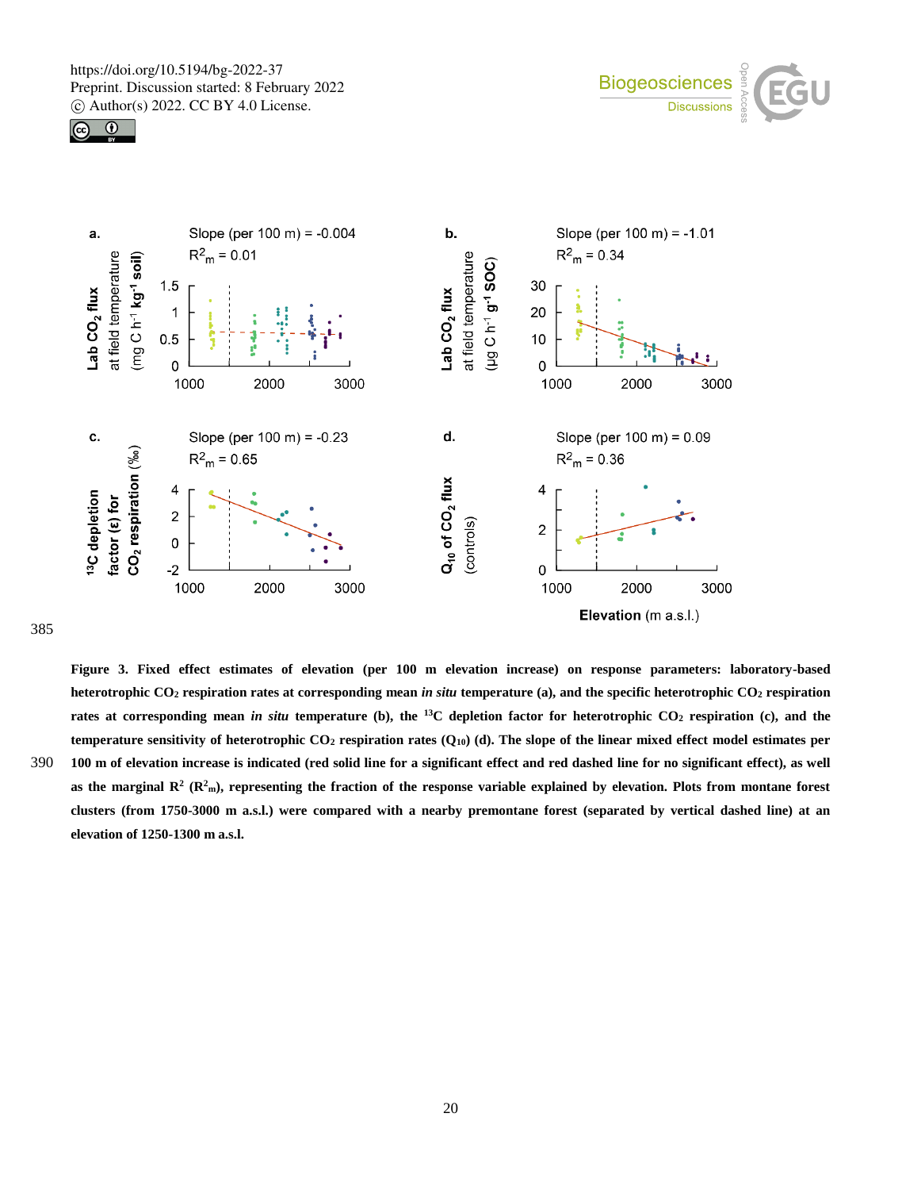**Figure 3. Fixed effect estimates of elevation (per 100 m elevation increase) on response parameters: laboratory-based heterotrophic $CO_2$ respiration rates at corresponding mean *in situ* temperature (a), and the specific heterotrophic $CO_2$ respiration rates at corresponding mean *in situ* temperature (b), the $^{13}C$ depletion factor for heterotrophic $CO_2$ respiration (c), and the temperature sensitivity of heterotrophic $CO_2$ respiration rates ($Q_{10}$) (d). The slope of the linear mixed effect model estimates per 100 m of elevation increase is indicated (red solid line for a significant effect and red dashed line for no significant effect), as well as the marginal $R^2$ ($R^2_m$), representing the fraction of the response variable explained by elevation. Plots from montane forest clusters (from 1750-3000 m a.s.l.) were compared with a nearby premontane forest (separated by vertical dashed line) at an elevation of 1250-1300 m a.s.l.**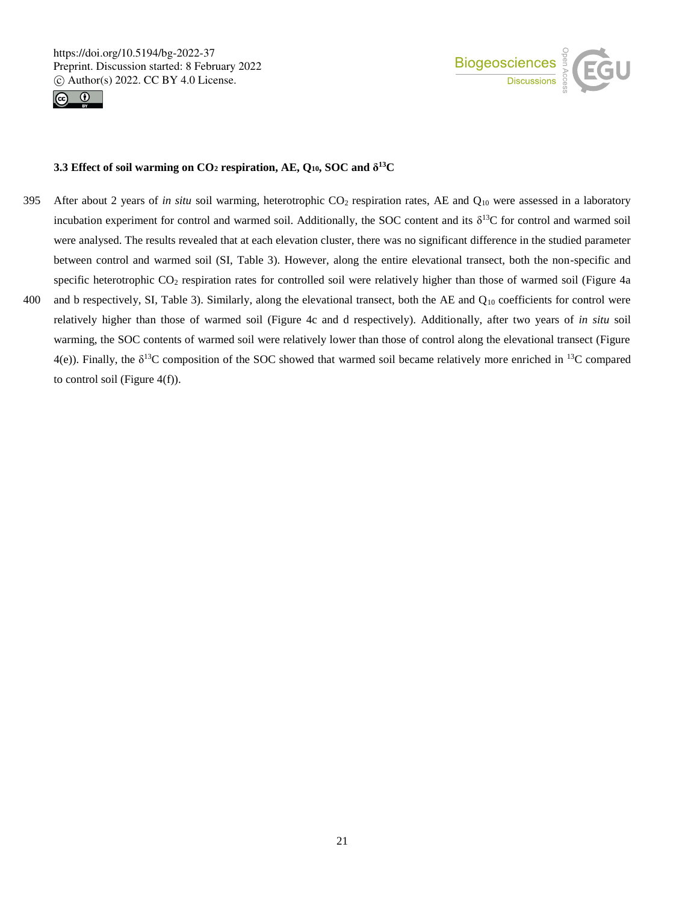### 3.3 Effect of soil warming on $CO_2$ respiration, AE, $Q_{10}$, SOC and $\delta^{13}C$

After about 2 years of *in situ* soil warming, heterotrophic $CO_2$ respiration rates, AE and $Q_{10}$ were assessed in a laboratory incubation experiment for control and warmed soil. Additionally, the SOC content and its $\delta^{13}C$ for control and warmed soil were analysed. The results revealed that at each elevation cluster, there was no significant difference in the studied parameter between control and warmed soil (SI, Table 3). However, along the entire elevational transect, both the non-specific and specific heterotrophic $CO_2$ respiration rates for controlled soil were relatively higher than those of warmed soil (Figure 4a and b respectively, SI, Table 3). Similarly, along the elevational transect, both the AE and $Q_{10}$ coefficients for control were relatively higher than those of warmed soil (Figure 4c and d respectively). Additionally, after two years of *in situ* soil warming, the SOC contents of warmed soil were relatively lower than those of control along the elevational transect (Figure 4(e)). Finally, the $\delta^{13}C$ composition of the SOC showed that warmed soil became relatively more enriched in $^{13}C$ compared to control soil (Figure 4(f)).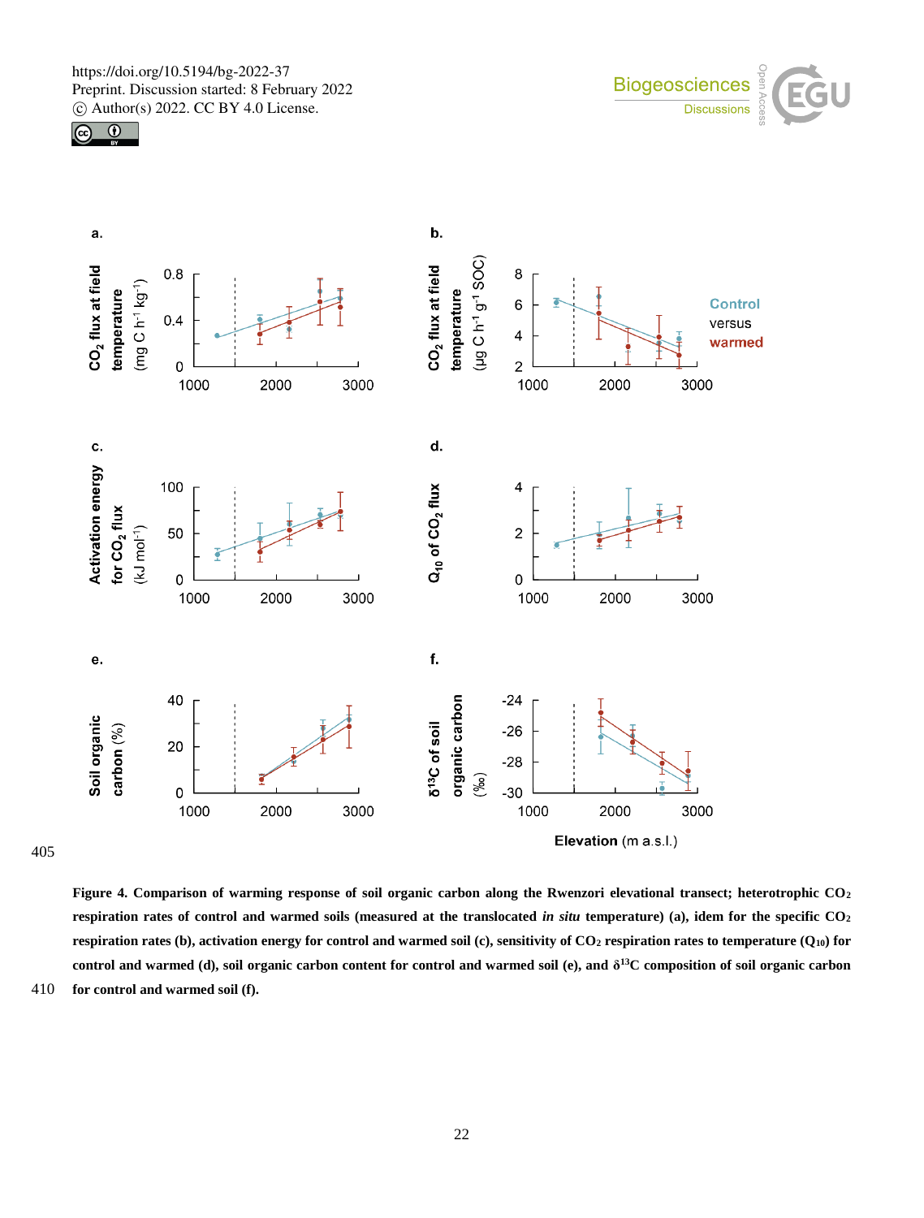**Figure 4. Comparison of warming response of soil organic carbon along the Rwenzori elevational transect; heterotrophic $CO_2$ respiration rates of control and warmed soils (measured at the translocated *in situ* temperature) (a), idem for the specific $CO_2$ respiration rates (b), activation energy for control and warmed soil (c), sensitivity of $CO_2$ respiration rates to temperature ($Q_{10}$) for control and warmed (d), soil organic carbon content for control and warmed soil (e), and $\delta^{13}C$ composition of soil organic carbon for control and warmed soil (f).**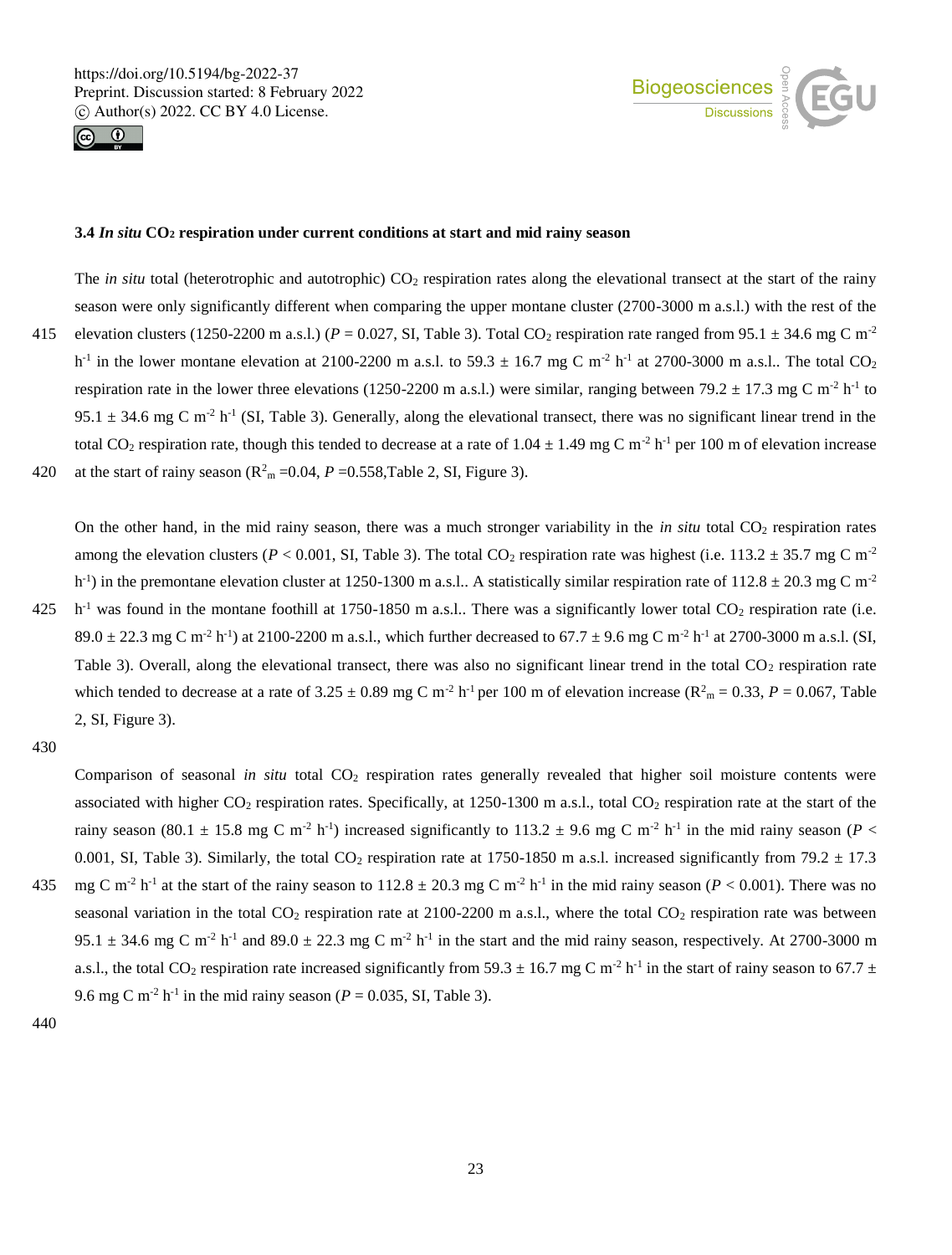### 3.4 *In situ* $CO_2$ respiration under current conditions at start and mid rainy season

The *in situ* total (heterotrophic and autotrophic) $CO_2$ respiration rates along the elevational transect at the start of the rainy season were only significantly different when comparing the upper montane cluster (2700-3000 m a.s.l.) with the rest of the elevation clusters (1250-2200 m a.s.l.) ($P = 0.027$, SI, Table 3). Total $CO_2$ respiration rate ranged from 95.1 ± 34.6 mg C $m^{-2}$ $h^{-1}$ in the lower montane elevation at 2100-2200 m a.s.l. to 59.3 ± 16.7 mg C $m^{-2}$ $h^{-1}$ at 2700-3000 m a.s.l.. The total $CO_2$ respiration rate in the lower three elevations (1250-2200 m a.s.l.) were similar, ranging between 79.2 ± 17.3 mg C $m^{-2}$ $h^{-1}$ to 95.1 ± 34.6 mg C $m^{-2}$ $h^{-1}$ (SI, Table 3). Generally, along the elevational transect, there was no significant linear trend in the total $CO_2$ respiration rate, though this tended to decrease at a rate of 1.04 ± 1.49 mg C $m^{-2}$ $h^{-1}$ per 100 m of elevation increase at the start of rainy season ($R^2_m$ =0.04, $P$ =0.558,Table 2, SI, Figure 3).

On the other hand, in the mid rainy season, there was a much stronger variability in the *in situ* total $CO_2$ respiration rates among the elevation clusters ($P < 0.001$, SI, Table 3). The total $CO_2$ respiration rate was highest (i.e. 113.2 ± 35.7 mg C $m^{-2}$ $h^{-1}$) in the premontane elevation cluster at 1250-1300 m a.s.l.. A statistically similar respiration rate of 112.8 ± 20.3 mg C $m^{-2}$ $h^{-1}$ was found in the montane foothill at 1750-1850 m a.s.l.. There was a significantly lower total $CO_2$ respiration rate (i.e. 89.0 ± 22.3 mg C $m^{-2}$ $h^{-1}$) at 2100-2200 m a.s.l., which further decreased to 67.7 ± 9.6 mg C $m^{-2}$ $h^{-1}$ at 2700-3000 m a.s.l. (SI, Table 3). Overall, along the elevational transect, there was also no significant linear trend in the total $CO_2$ respiration rate which tended to decrease at a rate of 3.25 ± 0.89 mg C $m^{-2}$ $h^{-1}$ per 100 m of elevation increase ($R^2_m$ = 0.33, $P$ = 0.067, Table 2, SI, Figure 3).

Comparison of seasonal *in situ* total $CO_2$ respiration rates generally revealed that higher soil moisture contents were associated with higher $CO_2$ respiration rates. Specifically, at 1250-1300 m a.s.l., total $CO_2$ respiration rate at the start of the rainy season (80.1 ± 15.8 mg C $m^{-2}$ $h^{-1}$) increased significantly to 113.2 ± 9.6 mg C $m^{-2}$ $h^{-1}$ in the mid rainy season ($P <$ 0.001, SI, Table 3). Similarly, the total $CO_2$ respiration rate at 1750-1850 m a.s.l. increased significantly from 79.2 ± 17.3 mg C $m^{-2}$ $h^{-1}$ at the start of the rainy season to 112.8 ± 20.3 mg C $m^{-2}$ $h^{-1}$ in the mid rainy season ($P < 0.001$). There was no seasonal variation in the total $CO_2$ respiration rate at 2100-2200 m a.s.l., where the total $CO_2$ respiration rate was between 95.1 ± 34.6 mg C $m^{-2}$ $h^{-1}$ and 89.0 ± 22.3 mg C $m^{-2}$ $h^{-1}$ in the start and the mid rainy season, respectively. At 2700-3000 m a.s.l., the total $CO_2$ respiration rate increased significantly from 59.3 ± 16.7 mg C $m^{-2}$ $h^{-1}$ in the start of rainy season to 67.7 ± 9.6 mg C $m^{-2}$ $h^{-1}$ in the mid rainy season ($P = 0.035$, SI, Table 3).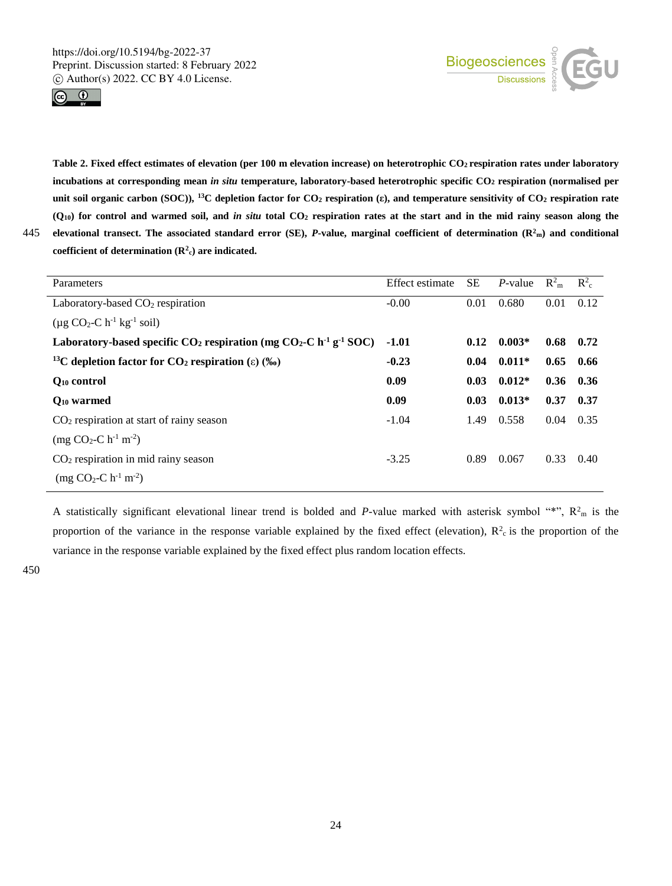**Table 2. Fixed effect estimates of elevation (per 100 m elevation increase) on heterotrophic $CO_2$ respiration rates under laboratory incubations at corresponding mean *in situ* temperature, laboratory-based heterotrophic specific $CO_2$ respiration (normalised per unit soil organic carbon (SOC)), $^{13}C$ depletion factor for $CO_2$ respiration (ε), and temperature sensitivity of $CO_2$ respiration rate ($Q_{10}$) for control and warmed soil, and *in situ* total $CO_2$ respiration rates at the start and in the mid rainy season along the elevational transect. The associated standard error (SE), *P*-value, marginal coefficient of determination ($R^2_m$) and conditional coefficient of determination ($R^2_c$) are indicated.**

| Parameters | Effect estimate | SE | *P*-value | $R^2_m$ | $R^2_c$ |
|---|---|---|---|---|---|
| Laboratory-based $CO_2$ respiration (µg $CO_2$-C $h^{-1}$ $kg^{-1}$ soil) | -0.00 | 0.01 | 0.680 | 0.01 | 0.12 |
| **Laboratory-based specific $CO_2$ respiration (mg $CO_2$-C $h^{-1}$ $g^{-1}$ SOC)** | **-1.01** | **0.12** | **0.003*** | **0.68** | **0.72** |
| **$^{13}C$ depletion factor for $CO_2$ respiration (ε) (‰)** | **-0.23** | **0.04** | **0.011*** | **0.65** | **0.66** |
| **$Q_{10}$ control** | **0.09** | **0.03** | **0.012*** | **0.36** | **0.36** |
| **$Q_{10}$ warmed** | **0.09** | **0.03** | **0.013*** | **0.37** | **0.37** |
| $CO_2$ respiration at start of rainy season (mg $CO_2$-C $h^{-1}$ $m^{-2}$) | -1.04 | 1.49 | 0.558 | 0.04 | 0.35 |
| $CO_2$ respiration in mid rainy season (mg $CO_2$-C $h^{-1}$ $m^{-2}$) | -3.25 | 0.89 | 0.067 | 0.33 | 0.40 |

A statistically significant elevational linear trend is bolded and *P*-value marked with asterisk symbol "*", $R^2_m$ is the proportion of the variance in the response variable explained by the fixed effect (elevation), $R^2_c$ is the proportion of the variance in the response variable explained by the fixed effect plus random location effects.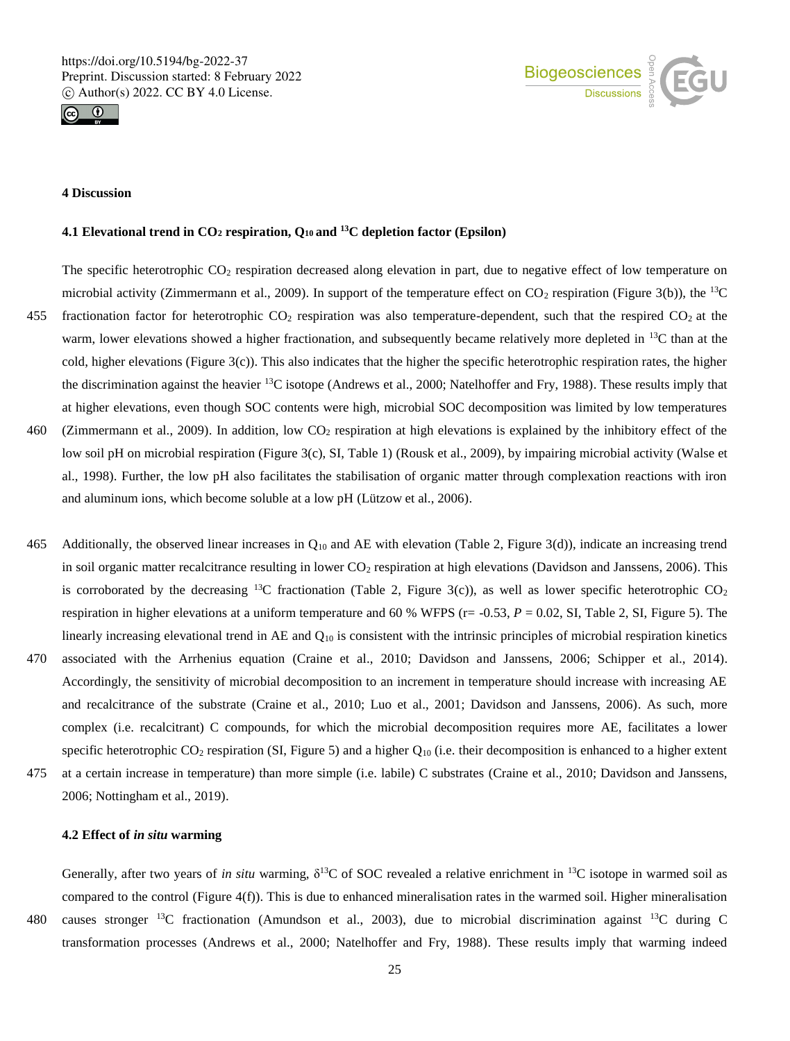## 4 Discussion

### 4.1 Elevational trend in $CO_2$ respiration, $Q_{10}$ and $^{13}C$ depletion factor (Epsilon)

The specific heterotrophic $CO_2$ respiration decreased along elevation in part, due to negative effect of low temperature on microbial activity (Zimmermann et al., 2009). In support of the temperature effect on $CO_2$ respiration (Figure 3(b)), the $^{13}C$ fractionation factor for heterotrophic $CO_2$ respiration was also temperature-dependent, such that the respired $CO_2$ at the warm, lower elevations showed a higher fractionation, and subsequently became relatively more depleted in $^{13}C$ than at the cold, higher elevations (Figure 3(c)). This also indicates that the higher the specific heterotrophic respiration rates, the higher the discrimination against the heavier $^{13}C$ isotope (Andrews et al., 2000; Natelhoffer and Fry, 1988). These results imply that at higher elevations, even though SOC contents were high, microbial SOC decomposition was limited by low temperatures (Zimmermann et al., 2009). In addition, low $CO_2$ respiration at high elevations is explained by the inhibitory effect of the low soil pH on microbial respiration (Figure 3(c), SI, Table 1) (Rousk et al., 2009), by impairing microbial activity (Walse et al., 1998). Further, the low pH also facilitates the stabilisation of organic matter through complexation reactions with iron and aluminum ions, which become soluble at a low pH (Lützow et al., 2006).

Additionally, the observed linear increases in $Q_{10}$ and AE with elevation (Table 2, Figure 3(d)), indicate an increasing trend in soil organic matter recalcitrance resulting in lower $CO_2$ respiration at high elevations (Davidson and Janssens, 2006). This is corroborated by the decreasing $^{13}C$ fractionation (Table 2, Figure 3(c)), as well as lower specific heterotrophic $CO_2$ respiration in higher elevations at a uniform temperature and 60 % WFPS ($r = -0.53$, $P = 0.02$, SI, Table 2, SI, Figure 5). The linearly increasing elevational trend in AE and $Q_{10}$ is consistent with the intrinsic principles of microbial respiration kinetics associated with the Arrhenius equation (Craine et al., 2010; Davidson and Janssens, 2006; Schipper et al., 2014). Accordingly, the sensitivity of microbial decomposition to an increment in temperature should increase with increasing AE and recalcitrance of the substrate (Craine et al., 2010; Luo et al., 2001; Davidson and Janssens, 2006). As such, more complex (i.e. recalcitrant) C compounds, for which the microbial decomposition requires more AE, facilitates a lower specific heterotrophic $CO_2$ respiration (SI, Figure 5) and a higher $Q_{10}$ (i.e. their decomposition is enhanced to a higher extent at a certain increase in temperature) than more simple (i.e. labile) C substrates (Craine et al., 2010; Davidson and Janssens, 2006; Nottingham et al., 2019).

### 4.2 Effect of *in situ* warming

Generally, after two years of *in situ* warming, $\delta^{13}C$ of SOC revealed a relative enrichment in $^{13}C$ isotope in warmed soil as compared to the control (Figure 4(f)). This is due to enhanced mineralisation rates in the warmed soil. Higher mineralisation causes stronger $^{13}C$ fractionation (Amundson et al., 2003), due to microbial discrimination against $^{13}C$ during C transformation processes (Andrews et al., 2000; Natelhoffer and Fry, 1988). These results imply that warming indeed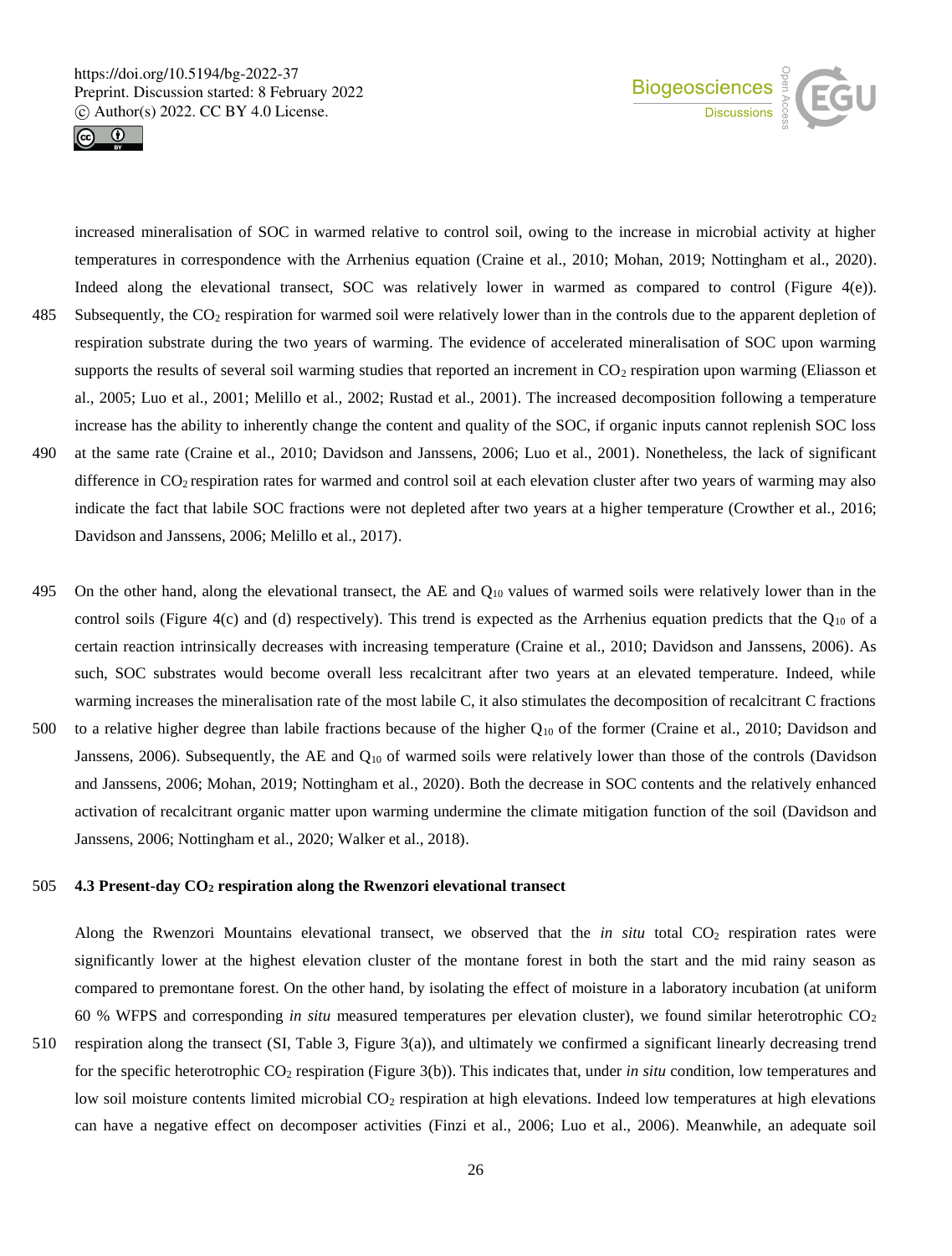increased mineralisation of SOC in warmed relative to control soil, owing to the increase in microbial activity at higher temperatures in correspondence with the Arrhenius equation (Craine et al., 2010; Mohan, 2019; Nottingham et al., 2020). Indeed along the elevational transect, SOC was relatively lower in warmed as compared to control (Figure 4(e)). Subsequently, the $CO_2$ respiration for warmed soil were relatively lower than in the controls due to the apparent depletion of respiration substrate during the two years of warming. The evidence of accelerated mineralisation of SOC upon warming supports the results of several soil warming studies that reported an increment in $CO_2$ respiration upon warming (Eliasson et al., 2005; Luo et al., 2001; Melillo et al., 2002; Rustad et al., 2001). The increased decomposition following a temperature increase has the ability to inherently change the content and quality of the SOC, if organic inputs cannot replenish SOC loss at the same rate (Craine et al., 2010; Davidson and Janssens, 2006; Luo et al., 2001). Nonetheless, the lack of significant difference in $CO_2$ respiration rates for warmed and control soil at each elevation cluster after two years of warming may also indicate the fact that labile SOC fractions were not depleted after two years at a higher temperature (Crowther et al., 2016; Davidson and Janssens, 2006; Melillo et al., 2017).

On the other hand, along the elevational transect, the AE and $Q_{10}$ values of warmed soils were relatively lower than in the control soils (Figure 4(c) and (d) respectively). This trend is expected as the Arrhenius equation predicts that the $Q_{10}$ of a certain reaction intrinsically decreases with increasing temperature (Craine et al., 2010; Davidson and Janssens, 2006). As such, SOC substrates would become overall less recalcitrant after two years at an elevated temperature. Indeed, while warming increases the mineralisation rate of the most labile C, it also stimulates the decomposition of recalcitrant C fractions to a relative higher degree than labile fractions because of the higher $Q_{10}$ of the former (Craine et al., 2010; Davidson and Janssens, 2006). Subsequently, the AE and $Q_{10}$ of warmed soils were relatively lower than those of the controls (Davidson and Janssens, 2006; Mohan, 2019; Nottingham et al., 2020). Both the decrease in SOC contents and the relatively enhanced activation of recalcitrant organic matter upon warming undermine the climate mitigation function of the soil (Davidson and Janssens, 2006; Nottingham et al., 2020; Walker et al., 2018).

### 4.3 Present-day $CO_2$ respiration along the Rwenzori elevational transect

Along the Rwenzori Mountains elevational transect, we observed that the *in situ* total $CO_2$ respiration rates were significantly lower at the highest elevation cluster of the montane forest in both the start and the mid rainy season as compared to premontane forest. On the other hand, by isolating the effect of moisture in a laboratory incubation (at uniform 60 % WFPS and corresponding *in situ* measured temperatures per elevation cluster), we found similar heterotrophic $CO_2$ respiration along the transect (SI, Table 3, Figure 3(a)), and ultimately we confirmed a significant linearly decreasing trend for the specific heterotrophic $CO_2$ respiration (Figure 3(b)). This indicates that, under *in situ* condition, low temperatures and low soil moisture contents limited microbial $CO_2$ respiration at high elevations. Indeed low temperatures at high elevations can have a negative effect on decomposer activities (Finzi et al., 2006; Luo et al., 2006). Meanwhile, an adequate soil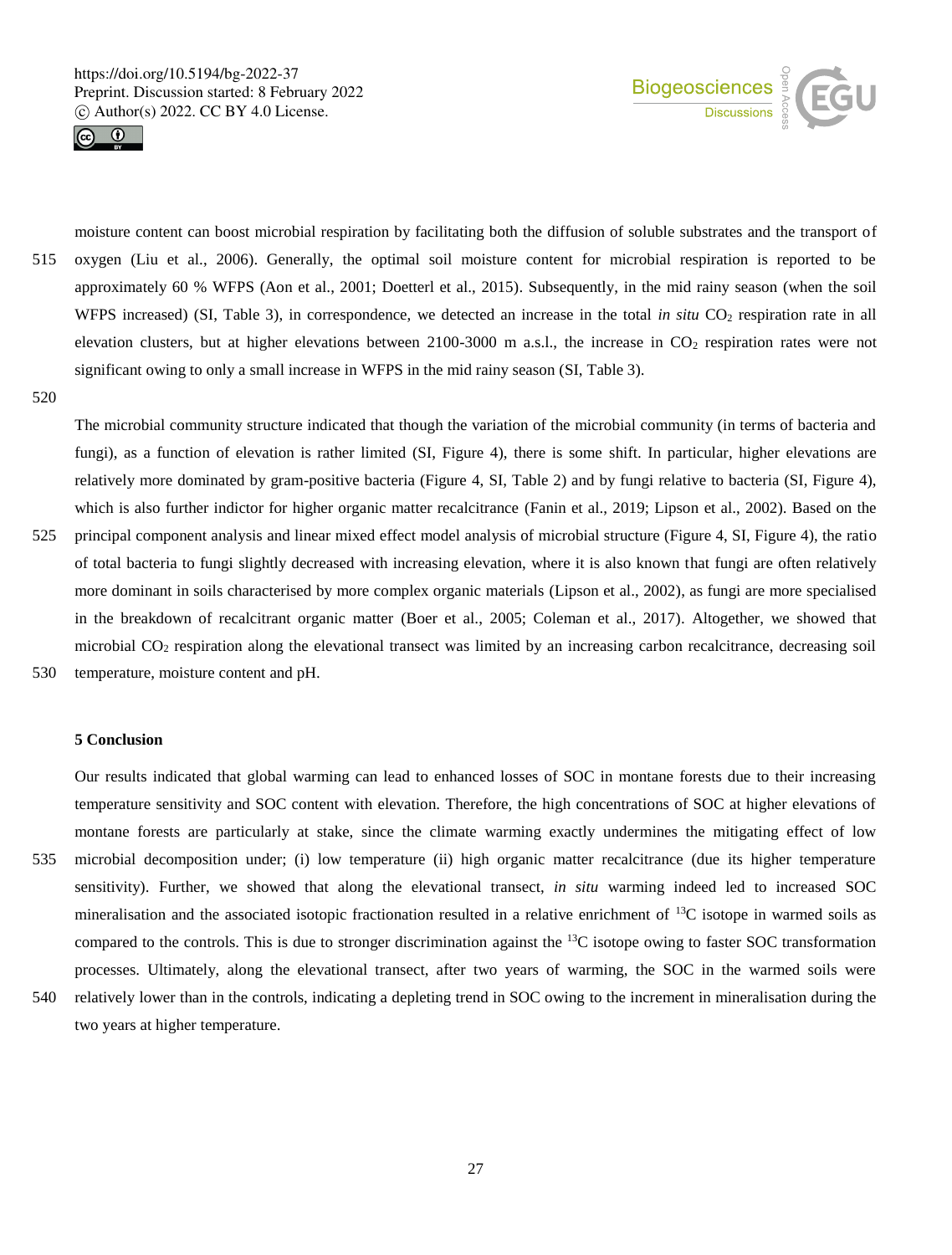moisture content can boost microbial respiration by facilitating both the diffusion of soluble substrates and the transport of oxygen (Liu et al., 2006). Generally, the optimal soil moisture content for microbial respiration is reported to be approximately 60 % WFPS (Aon et al., 2001; Doetterl et al., 2015). Subsequently, in the mid rainy season (when the soil WFPS increased) (SI, Table 3), in correspondence, we detected an increase in the total *in situ* $CO_2$ respiration rate in all elevation clusters, but at higher elevations between 2100-3000 m a.s.l., the increase in $CO_2$ respiration rates were not significant owing to only a small increase in WFPS in the mid rainy season (SI, Table 3).

The microbial community structure indicated that though the variation of the microbial community (in terms of bacteria and fungi), as a function of elevation is rather limited (SI, Figure 4), there is some shift. In particular, higher elevations are relatively more dominated by gram-positive bacteria (Figure 4, SI, Table 2) and by fungi relative to bacteria (SI, Figure 4), which is also further indictor for higher organic matter recalcitrance (Fanin et al., 2019; Lipson et al., 2002). Based on the principal component analysis and linear mixed effect model analysis of microbial structure (Figure 4, SI, Figure 4), the ratio of total bacteria to fungi slightly decreased with increasing elevation, where it is also known that fungi are often relatively more dominant in soils characterised by more complex organic materials (Lipson et al., 2002), as fungi are more specialised in the breakdown of recalcitrant organic matter (Boer et al., 2005; Coleman et al., 2017). Altogether, we showed that microbial $CO_2$ respiration along the elevational transect was limited by an increasing carbon recalcitrance, decreasing soil temperature, moisture content and pH.

## 5 Conclusion

Our results indicated that global warming can lead to enhanced losses of SOC in montane forests due to their increasing temperature sensitivity and SOC content with elevation. Therefore, the high concentrations of SOC at higher elevations of montane forests are particularly at stake, since the climate warming exactly undermines the mitigating effect of low microbial decomposition under; (i) low temperature (ii) high organic matter recalcitrance (due its higher temperature sensitivity). Further, we showed that along the elevational transect, *in situ* warming indeed led to increased SOC mineralisation and the associated isotopic fractionation resulted in a relative enrichment of $^{13}C$ isotope in warmed soils as compared to the controls. This is due to stronger discrimination against the $^{13}C$ isotope owing to faster SOC transformation processes. Ultimately, along the elevational transect, after two years of warming, the SOC in the warmed soils were relatively lower than in the controls, indicating a depleting trend in SOC owing to the increment in mineralisation during the two years at higher temperature.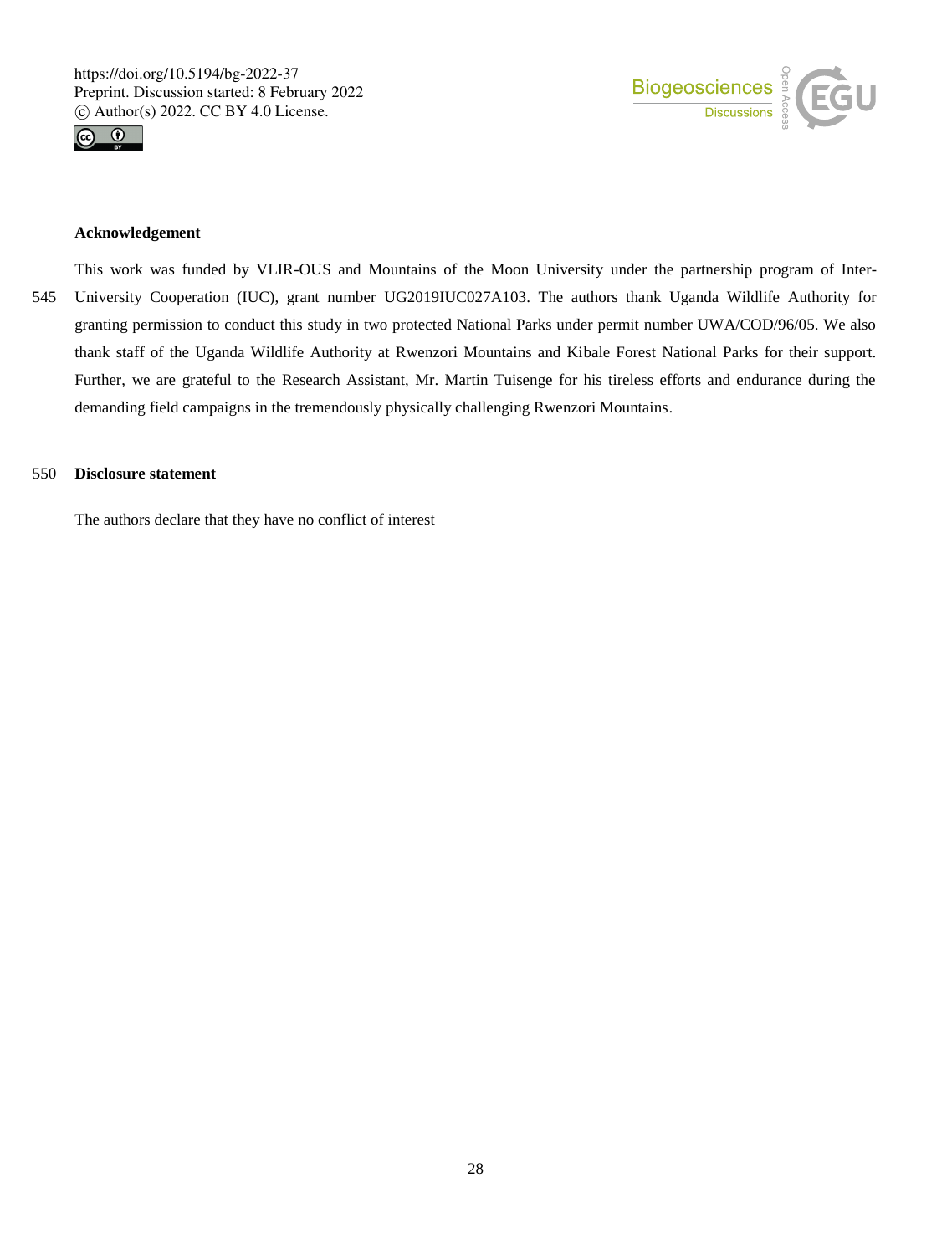## Acknowledgement

This work was funded by VLIR-OUS and Mountains of the Moon University under the partnership program of Inter-University Cooperation (IUC), grant number UG2019IUC027A103. The authors thank Uganda Wildlife Authority for granting permission to conduct this study in two protected National Parks under permit number UWA/COD/96/05. We also thank staff of the Uganda Wildlife Authority at Rwenzori Mountains and Kibale Forest National Parks for their support. Further, we are grateful to the Research Assistant, Mr. Martin Tuisenge for his tireless efforts and endurance during the demanding field campaigns in the tremendously physically challenging Rwenzori Mountains.

## Disclosure statement

The authors declare that they have no conflict of interest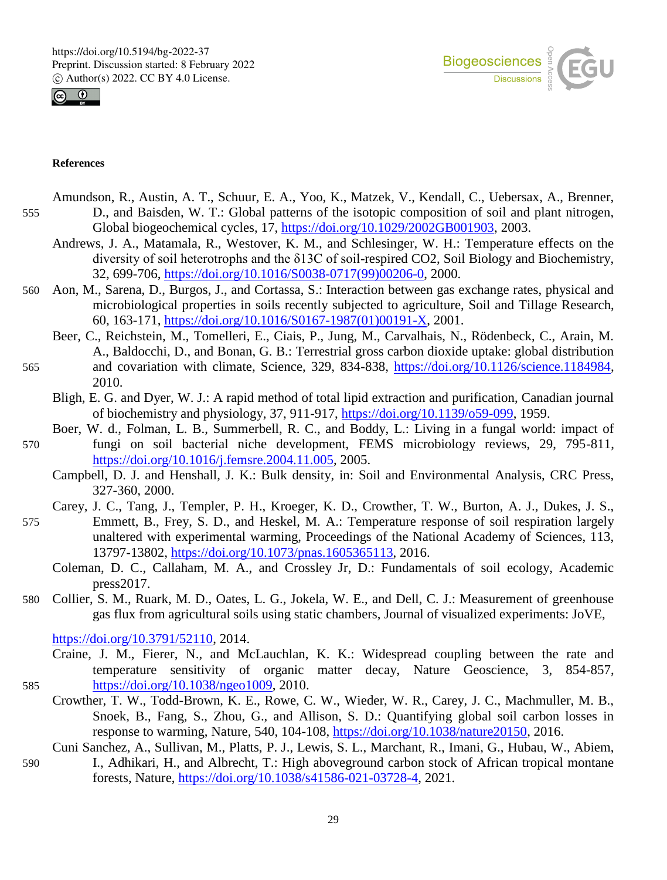**References**

Amundson, R., Austin, A. T., Schuur, E. A., Yoo, K., Matzek, V., Kendall, C., Uebersax, A., Brenner, D., and Baisden, W. T.: Global patterns of the isotopic composition of soil and plant nitrogen, Global biogeochemical cycles, 17, https://doi.org/10.1029/2002GB001903, 2003.

Andrews, J. A., Matamala, R., Westover, K. M., and Schlesinger, W. H.: Temperature effects on the diversity of soil heterotrophs and the δ13C of soil-respired CO2, Soil Biology and Biochemistry, 32, 699-706, https://doi.org/10.1016/S0038-0717(99)00206-0, 2000.

Aon, M., Sarena, D., Burgos, J., and Cortassa, S.: Interaction between gas exchange rates, physical and microbiological properties in soils recently subjected to agriculture, Soil and Tillage Research, 60, 163-171, https://doi.org/10.1016/S0167-1987(01)00191-X, 2001.

Beer, C., Reichstein, M., Tomelleri, E., Ciais, P., Jung, M., Carvalhais, N., Rödenbeck, C., Arain, M. A., Baldocchi, D., and Bonan, G. B.: Terrestrial gross carbon dioxide uptake: global distribution and covariation with climate, Science, 329, 834-838, https://doi.org/10.1126/science.1184984, 2010.

Bligh, E. G. and Dyer, W. J.: A rapid method of total lipid extraction and purification, Canadian journal of biochemistry and physiology, 37, 911-917, https://doi.org/10.1139/o59-099, 1959.

Boer, W. d., Folman, L. B., Summerbell, R. C., and Boddy, L.: Living in a fungal world: impact of fungi on soil bacterial niche development, FEMS microbiology reviews, 29, 795-811, https://doi.org/10.1016/j.femsre.2004.11.005, 2005.

Campbell, D. J. and Henshall, J. K.: Bulk density, in: Soil and Environmental Analysis, CRC Press, 327-360, 2000.

Carey, J. C., Tang, J., Templer, P. H., Kroeger, K. D., Crowther, T. W., Burton, A. J., Dukes, J. S., Emmett, B., Frey, S. D., and Heskel, M. A.: Temperature response of soil respiration largely unaltered with experimental warming, Proceedings of the National Academy of Sciences, 113, 13797-13802, https://doi.org/10.1073/pnas.1605365113, 2016.

Coleman, D. C., Callaham, M. A., and Crossley Jr, D.: Fundamentals of soil ecology, Academic press2017.

Collier, S. M., Ruark, M. D., Oates, L. G., Jokela, W. E., and Dell, C. J.: Measurement of greenhouse gas flux from agricultural soils using static chambers, Journal of visualized experiments: JoVE, https://doi.org/10.3791/52110, 2014.

Craine, J. M., Fierer, N., and McLauchlan, K. K.: Widespread coupling between the rate and temperature sensitivity of organic matter decay, Nature Geoscience, 3, 854-857, https://doi.org/10.1038/ngeo1009, 2010.

Crowther, T. W., Todd-Brown, K. E., Rowe, C. W., Wieder, W. R., Carey, J. C., Machmuller, M. B., Snoek, B., Fang, S., Zhou, G., and Allison, S. D.: Quantifying global soil carbon losses in response to warming, Nature, 540, 104-108, https://doi.org/10.1038/nature20150, 2016.

Cuni Sanchez, A., Sullivan, M., Platts, P. J., Lewis, S. L., Marchant, R., Imani, G., Hubau, W., Abiem, I., Adhikari, H., and Albrecht, T.: High aboveground carbon stock of African tropical montane forests, Nature, https://doi.org/10.1038/s41586-021-03728-4, 2021.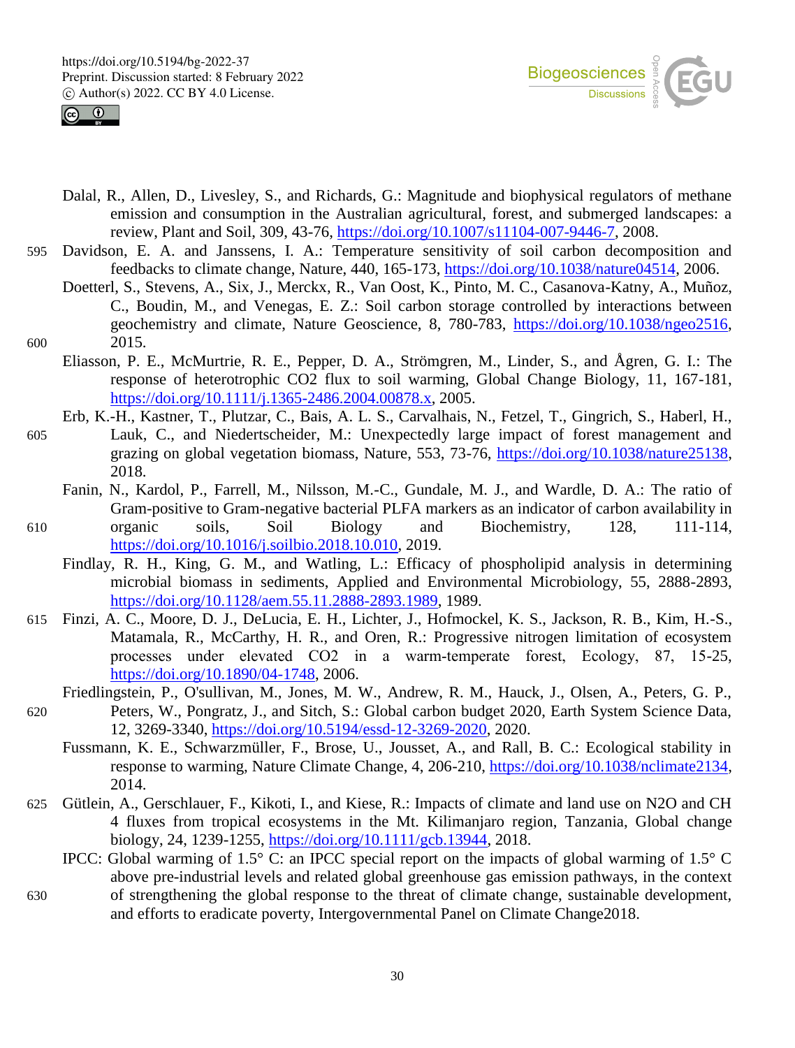Dalal, R., Allen, D., Livesley, S., and Richards, G.: Magnitude and biophysical regulators of methane emission and consumption in the Australian agricultural, forest, and submerged landscapes: a review, Plant and Soil, 309, 43-76, https://doi.org/10.1007/s11104-007-9446-7, 2008.

Davidson, E. A. and Janssens, I. A.: Temperature sensitivity of soil carbon decomposition and feedbacks to climate change, Nature, 440, 165-173, https://doi.org/10.1038/nature04514, 2006.

Doetterl, S., Stevens, A., Six, J., Merckx, R., Van Oost, K., Pinto, M. C., Casanova-Katny, A., Muñoz, C., Boudin, M., and Venegas, E. Z.: Soil carbon storage controlled by interactions between geochemistry and climate, Nature Geoscience, 8, 780-783, https://doi.org/10.1038/ngeo2516, 2015.

Eliasson, P. E., McMurtrie, R. E., Pepper, D. A., Strömgren, M., Linder, S., and Ågren, G. I.: The response of heterotrophic CO2 flux to soil warming, Global Change Biology, 11, 167-181, https://doi.org/10.1111/j.1365-2486.2004.00878.x, 2005.

Erb, K.-H., Kastner, T., Plutzar, C., Bais, A. L. S., Carvalhais, N., Fetzel, T., Gingrich, S., Haberl, H., Lauk, C., and Niedertscheider, M.: Unexpectedly large impact of forest management and grazing on global vegetation biomass, Nature, 553, 73-76, https://doi.org/10.1038/nature25138, 2018.

Fanin, N., Kardol, P., Farrell, M., Nilsson, M.-C., Gundale, M. J., and Wardle, D. A.: The ratio of Gram-positive to Gram-negative bacterial PLFA markers as an indicator of carbon availability in organic soils, Soil Biology and Biochemistry, 128, 111-114, https://doi.org/10.1016/j.soilbio.2018.10.010, 2019.

Findlay, R. H., King, G. M., and Watling, L.: Efficacy of phospholipid analysis in determining microbial biomass in sediments, Applied and Environmental Microbiology, 55, 2888-2893, https://doi.org/10.1128/aem.55.11.2888-2893.1989, 1989.

Finzi, A. C., Moore, D. J., DeLucia, E. H., Lichter, J., Hofmockel, K. S., Jackson, R. B., Kim, H.-S., Matamala, R., McCarthy, H. R., and Oren, R.: Progressive nitrogen limitation of ecosystem processes under elevated CO2 in a warm-temperate forest, Ecology, 87, 15-25, https://doi.org/10.1890/04-1748, 2006.

Friedlingstein, P., O'sullivan, M., Jones, M. W., Andrew, R. M., Hauck, J., Olsen, A., Peters, G. P., Peters, W., Pongratz, J., and Sitch, S.: Global carbon budget 2020, Earth System Science Data, 12, 3269-3340, https://doi.org/10.5194/essd-12-3269-2020, 2020.

Fussmann, K. E., Schwarzmüller, F., Brose, U., Jousset, A., and Rall, B. C.: Ecological stability in response to warming, Nature Climate Change, 4, 206-210, https://doi.org/10.1038/nclimate2134, 2014.

Gütlein, A., Gerschlauer, F., Kikoti, I., and Kiese, R.: Impacts of climate and land use on N2O and CH 4 fluxes from tropical ecosystems in the Mt. Kilimanjaro region, Tanzania, Global change biology, 24, 1239-1255, https://doi.org/10.1111/gcb.13944, 2018.

IPCC: Global warming of 1.5° C: an IPCC special report on the impacts of global warming of 1.5° C above pre-industrial levels and related global greenhouse gas emission pathways, in the context of strengthening the global response to the threat of climate change, sustainable development, and efforts to eradicate poverty, Intergovernmental Panel on Climate Change2018.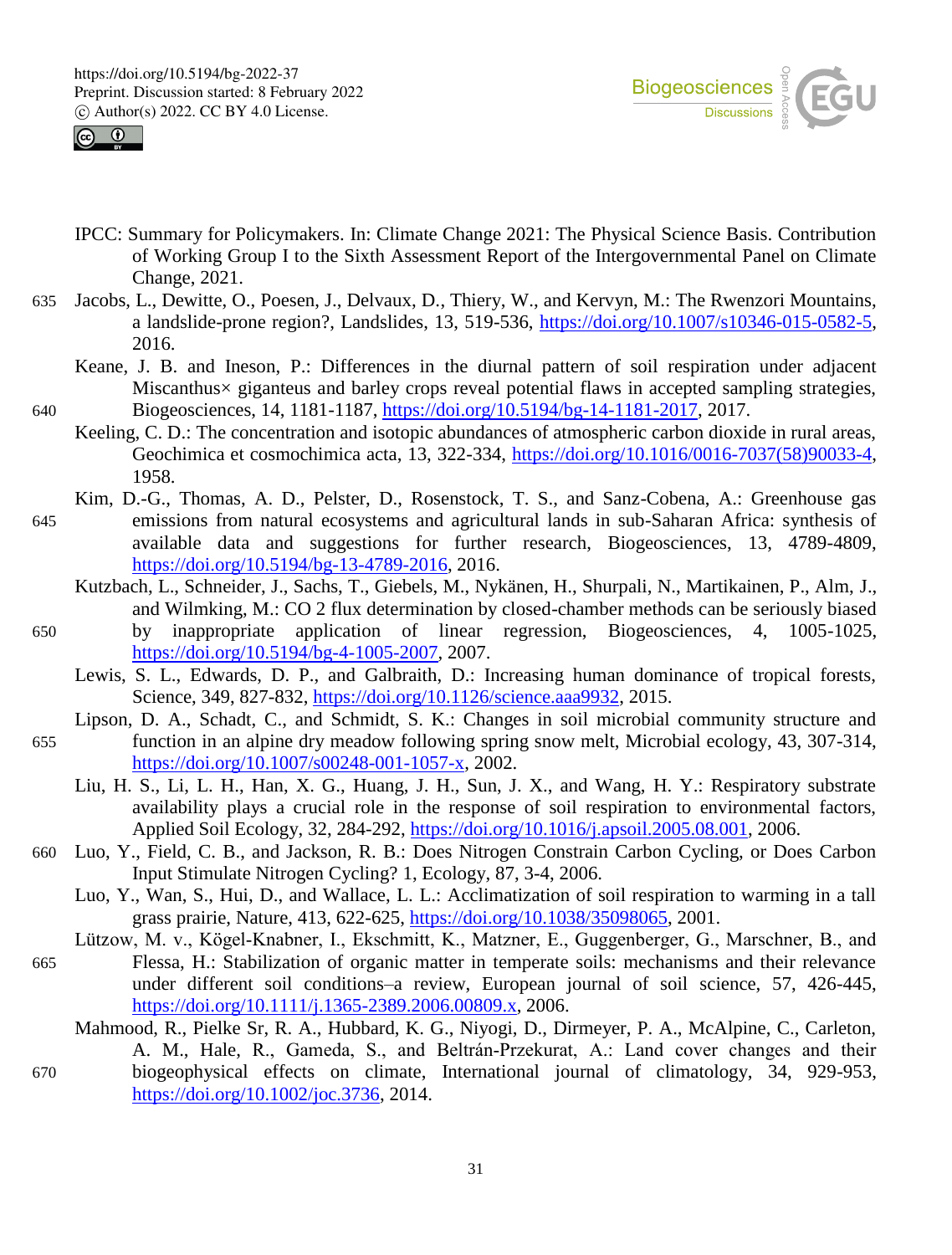IPCC: Summary for Policymakers. In: Climate Change 2021: The Physical Science Basis. Contribution of Working Group I to the Sixth Assessment Report of the Intergovernmental Panel on Climate Change, 2021.

Jacobs, L., Dewitte, O., Poesen, J., Delvaux, D., Thiery, W., and Kervyn, M.: The Rwenzori Mountains, a landslide-prone region?, Landslides, 13, 519-536, https://doi.org/10.1007/s10346-015-0582-5, 2016.

Keane, J. B. and Ineson, P.: Differences in the diurnal pattern of soil respiration under adjacent Miscanthus× giganteus and barley crops reveal potential flaws in accepted sampling strategies, Biogeosciences, 14, 1181-1187, https://doi.org/10.5194/bg-14-1181-2017, 2017.

Keeling, C. D.: The concentration and isotopic abundances of atmospheric carbon dioxide in rural areas, Geochimica et cosmochimica acta, 13, 322-334, https://doi.org/10.1016/0016-7037(58)90033-4, 1958.

Kim, D.-G., Thomas, A. D., Pelster, D., Rosenstock, T. S., and Sanz-Cobena, A.: Greenhouse gas emissions from natural ecosystems and agricultural lands in sub-Saharan Africa: synthesis of available data and suggestions for further research, Biogeosciences, 13, 4789-4809, https://doi.org/10.5194/bg-13-4789-2016, 2016.

Kutzbach, L., Schneider, J., Sachs, T., Giebels, M., Nykänen, H., Shurpali, N., Martikainen, P., Alm, J., and Wilmking, M.: CO 2 flux determination by closed-chamber methods can be seriously biased by inappropriate application of linear regression, Biogeosciences, 4, 1005-1025, https://doi.org/10.5194/bg-4-1005-2007, 2007.

Lewis, S. L., Edwards, D. P., and Galbraith, D.: Increasing human dominance of tropical forests, Science, 349, 827-832, https://doi.org/10.1126/science.aaa9932, 2015.

Lipson, D. A., Schadt, C., and Schmidt, S. K.: Changes in soil microbial community structure and function in an alpine dry meadow following spring snow melt, Microbial ecology, 43, 307-314, https://doi.org/10.1007/s00248-001-1057-x, 2002.

Liu, H. S., Li, L. H., Han, X. G., Huang, J. H., Sun, J. X., and Wang, H. Y.: Respiratory substrate availability plays a crucial role in the response of soil respiration to environmental factors, Applied Soil Ecology, 32, 284-292, https://doi.org/10.1016/j.apsoil.2005.08.001, 2006.

Luo, Y., Field, C. B., and Jackson, R. B.: Does Nitrogen Constrain Carbon Cycling, or Does Carbon Input Stimulate Nitrogen Cycling? 1, Ecology, 87, 3-4, 2006.

Luo, Y., Wan, S., Hui, D., and Wallace, L. L.: Acclimatization of soil respiration to warming in a tall grass prairie, Nature, 413, 622-625, https://doi.org/10.1038/35098065, 2001.

Lützow, M. v., Kögel-Knabner, I., Ekschmitt, K., Matzner, E., Guggenberger, G., Marschner, B., and Flessa, H.: Stabilization of organic matter in temperate soils: mechanisms and their relevance under different soil conditions–a review, European journal of soil science, 57, 426-445, https://doi.org/10.1111/j.1365-2389.2006.00809.x, 2006.

Mahmood, R., Pielke Sr, R. A., Hubbard, K. G., Niyogi, D., Dirmeyer, P. A., McAlpine, C., Carleton, A. M., Hale, R., Gameda, S., and Beltrán-Przekurat, A.: Land cover changes and their biogeophysical effects on climate, International journal of climatology, 34, 929-953, https://doi.org/10.1002/joc.3736, 2014.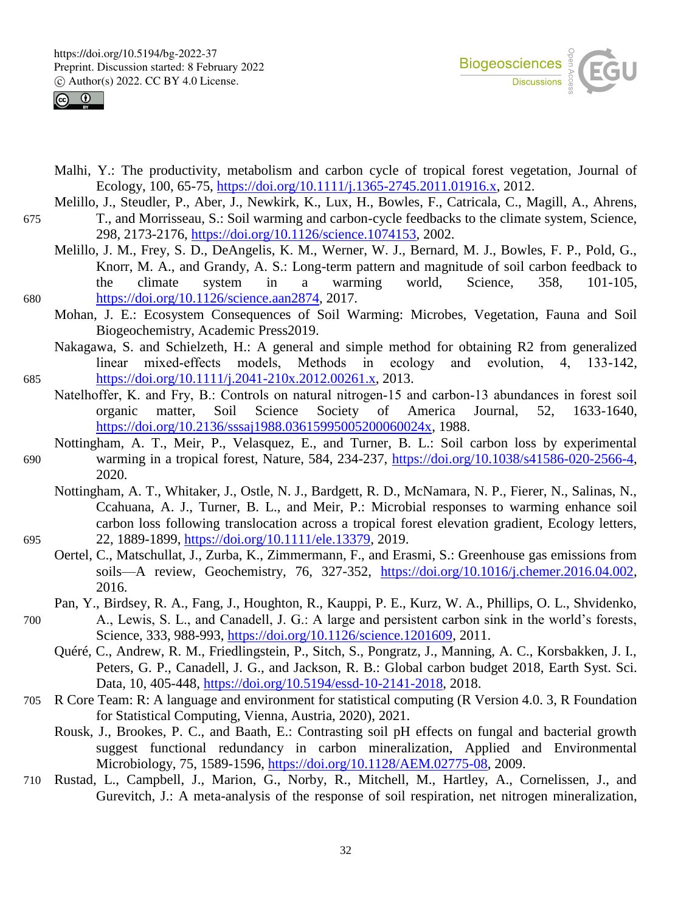Malhi, Y.: The productivity, metabolism and carbon cycle of tropical forest vegetation, Journal of Ecology, 100, 65-75, https://doi.org/10.1111/j.1365-2745.2011.01916.x, 2012.

Melillo, J., Steudler, P., Aber, J., Newkirk, K., Lux, H., Bowles, F., Catricala, C., Magill, A., Ahrens, T., and Morrisseau, S.: Soil warming and carbon-cycle feedbacks to the climate system, Science, 298, 2173-2176, https://doi.org/10.1126/science.1074153, 2002.

Melillo, J. M., Frey, S. D., DeAngelis, K. M., Werner, W. J., Bernard, M. J., Bowles, F. P., Pold, G., Knorr, M. A., and Grandy, A. S.: Long-term pattern and magnitude of soil carbon feedback to the climate system in a warming world, Science, 358, 101-105, https://doi.org/10.1126/science.aan2874, 2017.

Mohan, J. E.: Ecosystem Consequences of Soil Warming: Microbes, Vegetation, Fauna and Soil Biogeochemistry, Academic Press2019.

Nakagawa, S. and Schielzeth, H.: A general and simple method for obtaining R2 from generalized linear mixed-effects models, Methods in ecology and evolution, 4, 133-142, https://doi.org/10.1111/j.2041-210x.2012.00261.x, 2013.

Natelhoffer, K. and Fry, B.: Controls on natural nitrogen-15 and carbon-13 abundances in forest soil organic matter, Soil Science Society of America Journal, 52, 1633-1640, https://doi.org/10.2136/sssaj1988.03615995005200060024x, 1988.

Nottingham, A. T., Meir, P., Velasquez, E., and Turner, B. L.: Soil carbon loss by experimental warming in a tropical forest, Nature, 584, 234-237, https://doi.org/10.1038/s41586-020-2566-4, 2020.

Nottingham, A. T., Whitaker, J., Ostle, N. J., Bardgett, R. D., McNamara, N. P., Fierer, N., Salinas, N., Ccahuana, A. J., Turner, B. L., and Meir, P.: Microbial responses to warming enhance soil carbon loss following translocation across a tropical forest elevation gradient, Ecology letters, 22, 1889-1899, https://doi.org/10.1111/ele.13379, 2019.

Oertel, C., Matschullat, J., Zurba, K., Zimmermann, F., and Erasmi, S.: Greenhouse gas emissions from soils—A review, Geochemistry, 76, 327-352, https://doi.org/10.1016/j.chemer.2016.04.002, 2016.

Pan, Y., Birdsey, R. A., Fang, J., Houghton, R., Kauppi, P. E., Kurz, W. A., Phillips, O. L., Shvidenko, A., Lewis, S. L., and Canadell, J. G.: A large and persistent carbon sink in the world's forests, Science, 333, 988-993, https://doi.org/10.1126/science.1201609, 2011.

Quéré, C., Andrew, R. M., Friedlingstein, P., Sitch, S., Pongratz, J., Manning, A. C., Korsbakken, J. I., Peters, G. P., Canadell, J. G., and Jackson, R. B.: Global carbon budget 2018, Earth Syst. Sci. Data, 10, 405-448, https://doi.org/10.5194/essd-10-2141-2018, 2018.

R Core Team: R: A language and environment for statistical computing (R Version 4.0. 3, R Foundation for Statistical Computing, Vienna, Austria, 2020), 2021.

Rousk, J., Brookes, P. C., and Baath, E.: Contrasting soil pH effects on fungal and bacterial growth suggest functional redundancy in carbon mineralization, Applied and Environmental Microbiology, 75, 1589-1596, https://doi.org/10.1128/AEM.02775-08, 2009.

Rustad, L., Campbell, J., Marion, G., Norby, R., Mitchell, M., Hartley, A., Cornelissen, J., and Gurevitch, J.: A meta-analysis of the response of soil respiration, net nitrogen mineralization,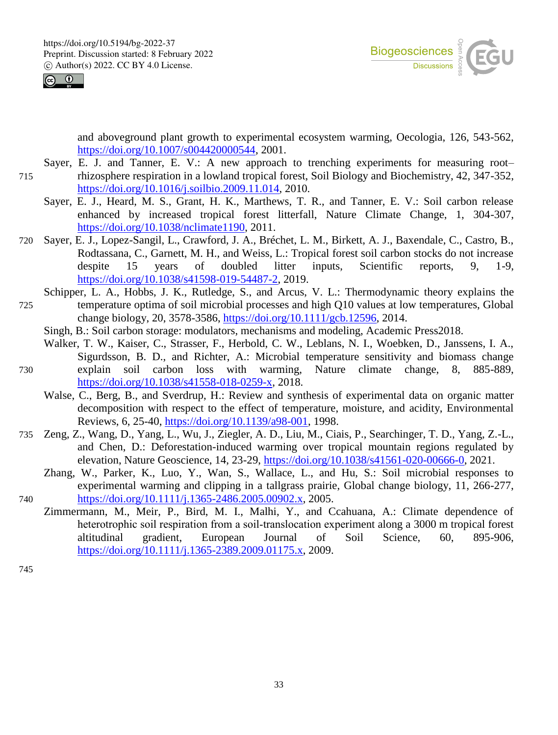and aboveground plant growth to experimental ecosystem warming, Oecologia, 126, 543-562, https://doi.org/10.1007/s004420000544, 2001.

Sayer, E. J. and Tanner, E. V.: A new approach to trenching experiments for measuring root–rhizosphere respiration in a lowland tropical forest, Soil Biology and Biochemistry, 42, 347-352, https://doi.org/10.1016/j.soilbio.2009.11.014, 2010.

Sayer, E. J., Heard, M. S., Grant, H. K., Marthews, T. R., and Tanner, E. V.: Soil carbon release enhanced by increased tropical forest litterfall, Nature Climate Change, 1, 304-307, https://doi.org/10.1038/nclimate1190, 2011.

Sayer, E. J., Lopez-Sangil, L., Crawford, J. A., Bréchet, L. M., Birkett, A. J., Baxendale, C., Castro, B., Rodtassana, C., Garnett, M. H., and Weiss, L.: Tropical forest soil carbon stocks do not increase despite 15 years of doubled litter inputs, Scientific reports, 9, 1-9, https://doi.org/10.1038/s41598-019-54487-2, 2019.

Schipper, L. A., Hobbs, J. K., Rutledge, S., and Arcus, V. L.: Thermodynamic theory explains the temperature optima of soil microbial processes and high Q10 values at low temperatures, Global change biology, 20, 3578-3586, https://doi.org/10.1111/gcb.12596, 2014.

Singh, B.: Soil carbon storage: modulators, mechanisms and modeling, Academic Press2018.

Walker, T. W., Kaiser, C., Strasser, F., Herbold, C. W., Leblans, N. I., Woebken, D., Janssens, I. A., Sigurdsson, B. D., and Richter, A.: Microbial temperature sensitivity and biomass change explain soil carbon loss with warming, Nature climate change, 8, 885-889, https://doi.org/10.1038/s41558-018-0259-x, 2018.

Walse, C., Berg, B., and Sverdrup, H.: Review and synthesis of experimental data on organic matter decomposition with respect to the effect of temperature, moisture, and acidity, Environmental Reviews, 6, 25-40, https://doi.org/10.1139/a98-001, 1998.

Zeng, Z., Wang, D., Yang, L., Wu, J., Ziegler, A. D., Liu, M., Ciais, P., Searchinger, T. D., Yang, Z.-L., and Chen, D.: Deforestation-induced warming over tropical mountain regions regulated by elevation, Nature Geoscience, 14, 23-29, https://doi.org/10.1038/s41561-020-00666-0, 2021.

Zhang, W., Parker, K., Luo, Y., Wan, S., Wallace, L., and Hu, S.: Soil microbial responses to experimental warming and clipping in a tallgrass prairie, Global change biology, 11, 266-277, https://doi.org/10.1111/j.1365-2486.2005.00902.x, 2005.

Zimmermann, M., Meir, P., Bird, M. I., Malhi, Y., and Ccahuana, A.: Climate dependence of heterotrophic soil respiration from a soil-translocation experiment along a 3000 m tropical forest altitudinal gradient, European Journal of Soil Science, 60, 895-906, https://doi.org/10.1111/j.1365-2389.2009.01175.x, 2009.